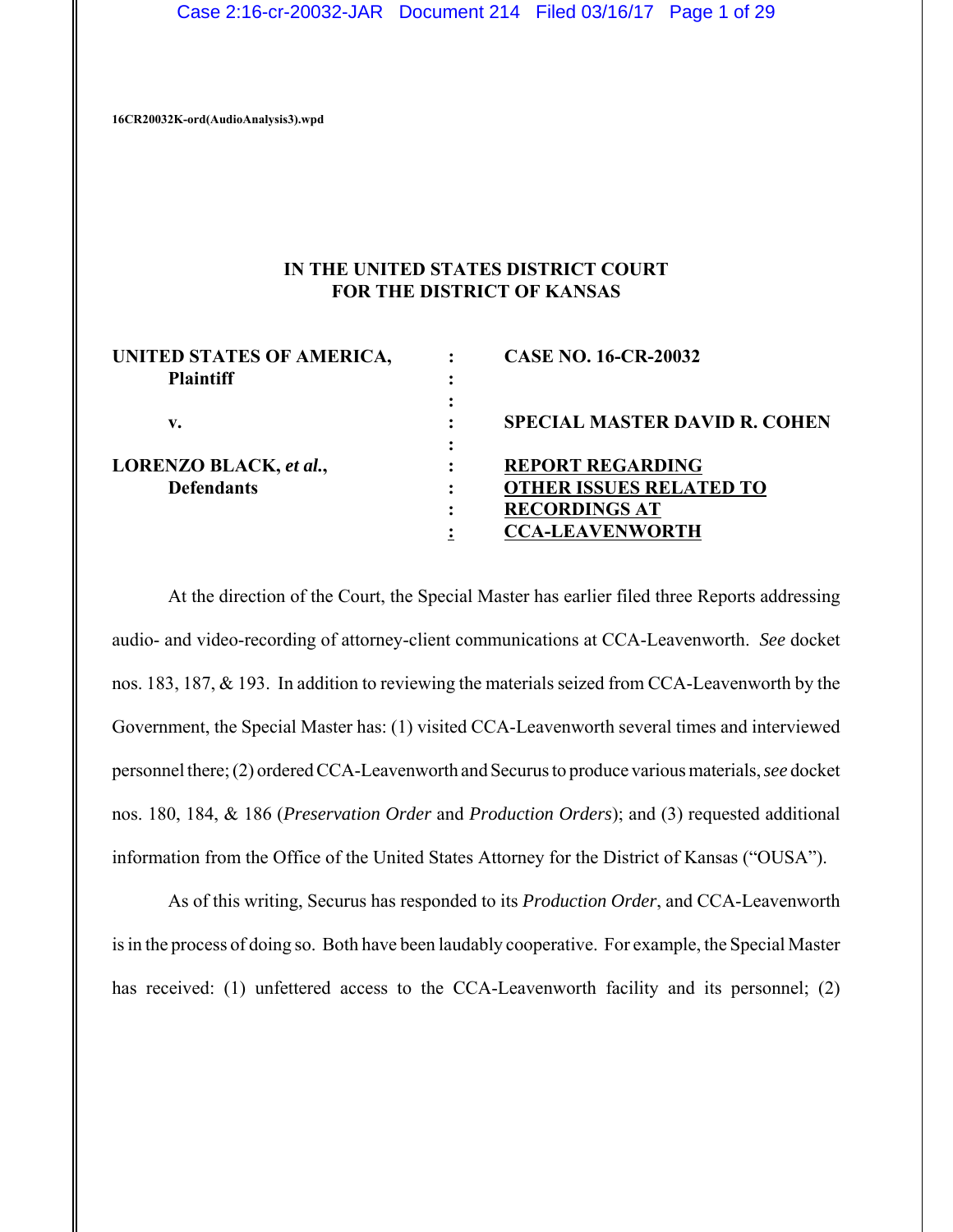16CR20032K-ord(AudioAnalysis3).wpd

**IN THE UNITED STATES DISTRICT COURT**
**FOR THE DISTRICT OF KANSAS**

| | | |
|---|---|---|
| **UNITED STATES OF AMERICA,** | : | **CASE NO. 16-CR-20032** |
| **Plaintiff** | : | |
| | : | |
| **v.** | : | **SPECIAL MASTER DAVID R. COHEN** |
| | : | |
| **LORENZO BLACK, *et al.*,** | : | **REPORT REGARDING** |
| **Defendants** | : | **OTHER ISSUES RELATED TO** |
| | : | **RECORDINGS AT** |
| | : | **CCA-LEAVENWORTH** |

At the direction of the Court, the Special Master has earlier filed three Reports addressing audio- and video-recording of attorney-client communications at CCA-Leavenworth. *See* docket nos. 183, 187, & 193. In addition to reviewing the materials seized from CCA-Leavenworth by the Government, the Special Master has: (1) visited CCA-Leavenworth several times and interviewed personnel there; (2) ordered CCA-Leavenworth and Securus to produce various materials, *see* docket nos. 180, 184, & 186 (*Preservation Order* and *Production Orders*); and (3) requested additional information from the Office of the United States Attorney for the District of Kansas ("OUSA").

As of this writing, Securus has responded to its *Production Order*, and CCA-Leavenworth is in the process of doing so. Both have been laudably cooperative. For example, the Special Master has received: (1) unfettered access to the CCA-Leavenworth facility and its personnel; (2)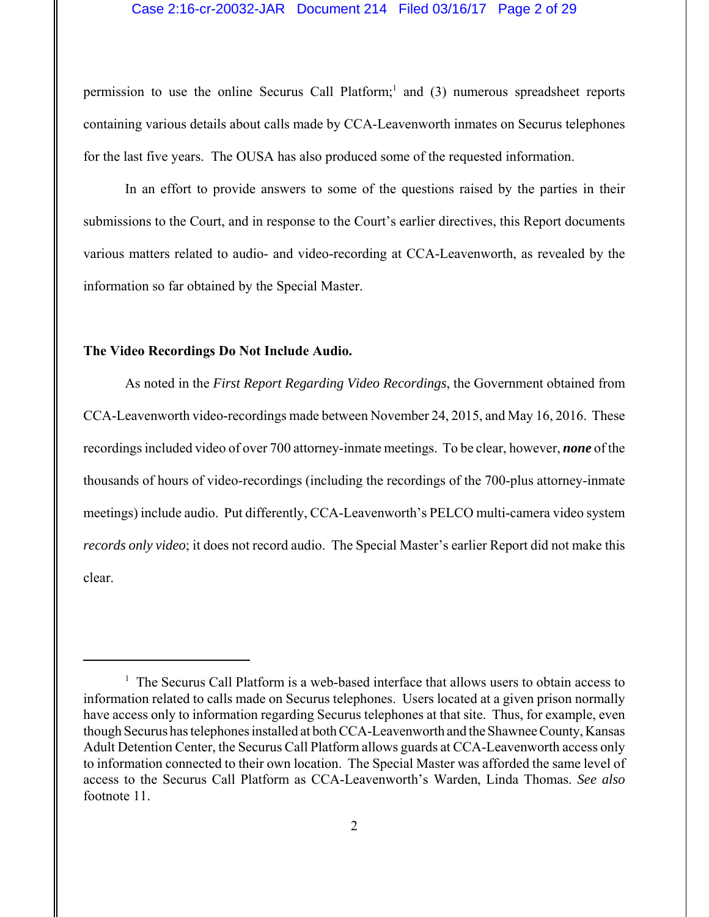permission to use the online Securus Call Platform;[1] and (3) numerous spreadsheet reports containing various details about calls made by CCA-Leavenworth inmates on Securus telephones for the last five years. The OUSA has also produced some of the requested information.

In an effort to provide answers to some of the questions raised by the parties in their submissions to the Court, and in response to the Court's earlier directives, this Report documents various matters related to audio- and video-recording at CCA-Leavenworth, as revealed by the information so far obtained by the Special Master.

**The Video Recordings Do Not Include Audio.**

As noted in the *First Report Regarding Video Recordings*, the Government obtained from CCA-Leavenworth video-recordings made between November 24, 2015, and May 16, 2016. These recordings included video of over 700 attorney-inmate meetings. To be clear, however, ***none*** of the thousands of hours of video-recordings (including the recordings of the 700-plus attorney-inmate meetings) include audio. Put differently, CCA-Leavenworth's PELCO multi-camera video system *records only video*; it does not record audio. The Special Master's earlier Report did not make this clear.

---

[1] The Securus Call Platform is a web-based interface that allows users to obtain access to information related to calls made on Securus telephones. Users located at a given prison normally have access only to information regarding Securus telephones at that site. Thus, for example, even though Securus has telephones installed at both CCA-Leavenworth and the Shawnee County, Kansas Adult Detention Center, the Securus Call Platform allows guards at CCA-Leavenworth access only to information connected to their own location. The Special Master was afforded the same level of access to the Securus Call Platform as CCA-Leavenworth's Warden, Linda Thomas. *See also* footnote 11.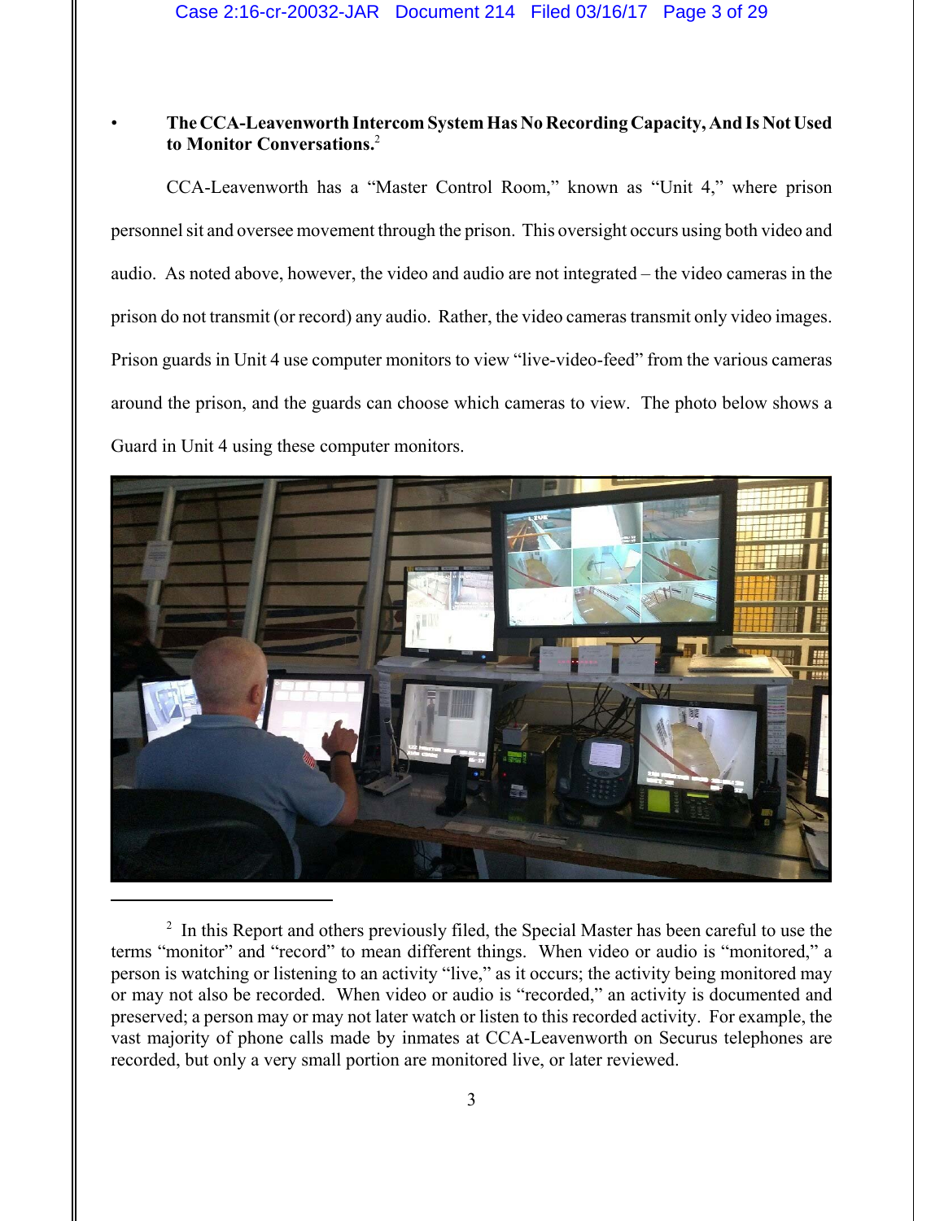- **The CCA-Leavenworth Intercom System Has No Recording Capacity, And Is Not Used to Monitor Conversations.**[2]

CCA-Leavenworth has a "Master Control Room," known as "Unit 4," where prison personnel sit and oversee movement through the prison. This oversight occurs using both video and audio. As noted above, however, the video and audio are not integrated – the video cameras in the prison do not transmit (or record) any audio. Rather, the video cameras transmit only video images. Prison guards in Unit 4 use computer monitors to view "live-video-feed" from the various cameras around the prison, and the guards can choose which cameras to view. The photo below shows a Guard in Unit 4 using these computer monitors.

---

[2] In this Report and others previously filed, the Special Master has been careful to use the terms "monitor" and "record" to mean different things. When video or audio is "monitored," a person is watching or listening to an activity "live," as it occurs; the activity being monitored may or may not also be recorded. When video or audio is "recorded," an activity is documented and preserved; a person may or may not later watch or listen to this recorded activity. For example, the vast majority of phone calls made by inmates at CCA-Leavenworth on Securus telephones are recorded, but only a very small portion are monitored live, or later reviewed.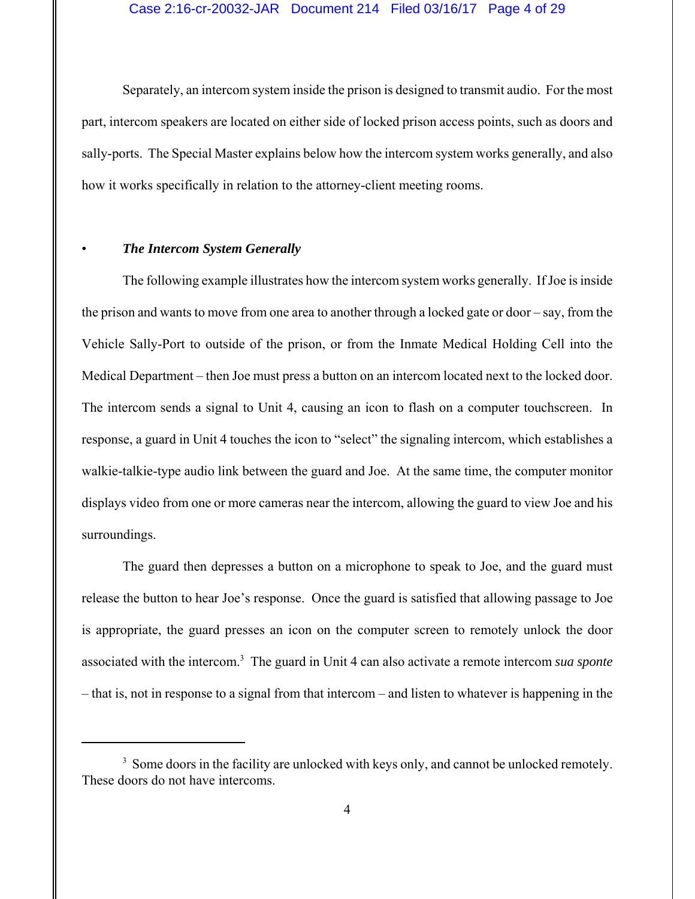Separately, an intercom system inside the prison is designed to transmit audio. For the most part, intercom speakers are located on either side of locked prison access points, such as doors and sally-ports. The Special Master explains below how the intercom system works generally, and also how it works specifically in relation to the attorney-client meeting rooms.

- ***The Intercom System Generally***

The following example illustrates how the intercom system works generally. If Joe is inside the prison and wants to move from one area to another through a locked gate or door – say, from the Vehicle Sally-Port to outside of the prison, or from the Inmate Medical Holding Cell into the Medical Department – then Joe must press a button on an intercom located next to the locked door. The intercom sends a signal to Unit 4, causing an icon to flash on a computer touchscreen. In response, a guard in Unit 4 touches the icon to "select" the signaling intercom, which establishes a walkie-talkie-type audio link between the guard and Joe. At the same time, the computer monitor displays video from one or more cameras near the intercom, allowing the guard to view Joe and his surroundings.

The guard then depresses a button on a microphone to speak to Joe, and the guard must release the button to hear Joe's response. Once the guard is satisfied that allowing passage to Joe is appropriate, the guard presses an icon on the computer screen to remotely unlock the door associated with the intercom.[3] The guard in Unit 4 can also activate a remote intercom *sua sponte* – that is, not in response to a signal from that intercom – and listen to whatever is happening in the

[3] Some doors in the facility are unlocked with keys only, and cannot be unlocked remotely. These doors do not have intercoms.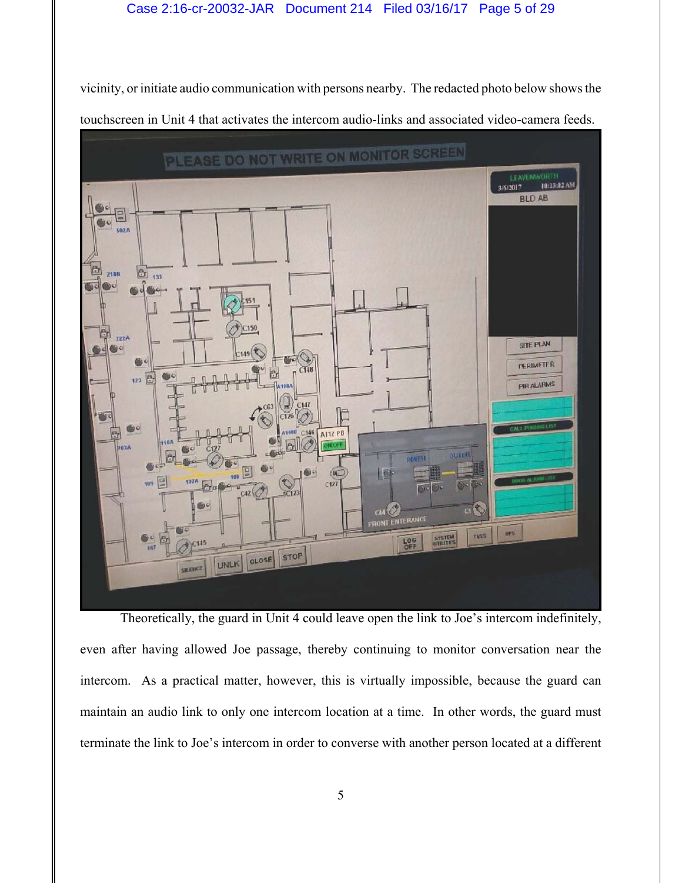vicinity, or initiate audio communication with persons nearby. The redacted photo below shows the touchscreen in Unit 4 that activates the intercom audio-links and associated video-camera feeds.

Theoretically, the guard in Unit 4 could leave open the link to Joe's intercom indefinitely, even after having allowed Joe passage, thereby continuing to monitor conversation near the intercom. As a practical matter, however, this is virtually impossible, because the guard can maintain an audio link to only one intercom location at a time. In other words, the guard must terminate the link to Joe's intercom in order to converse with another person located at a different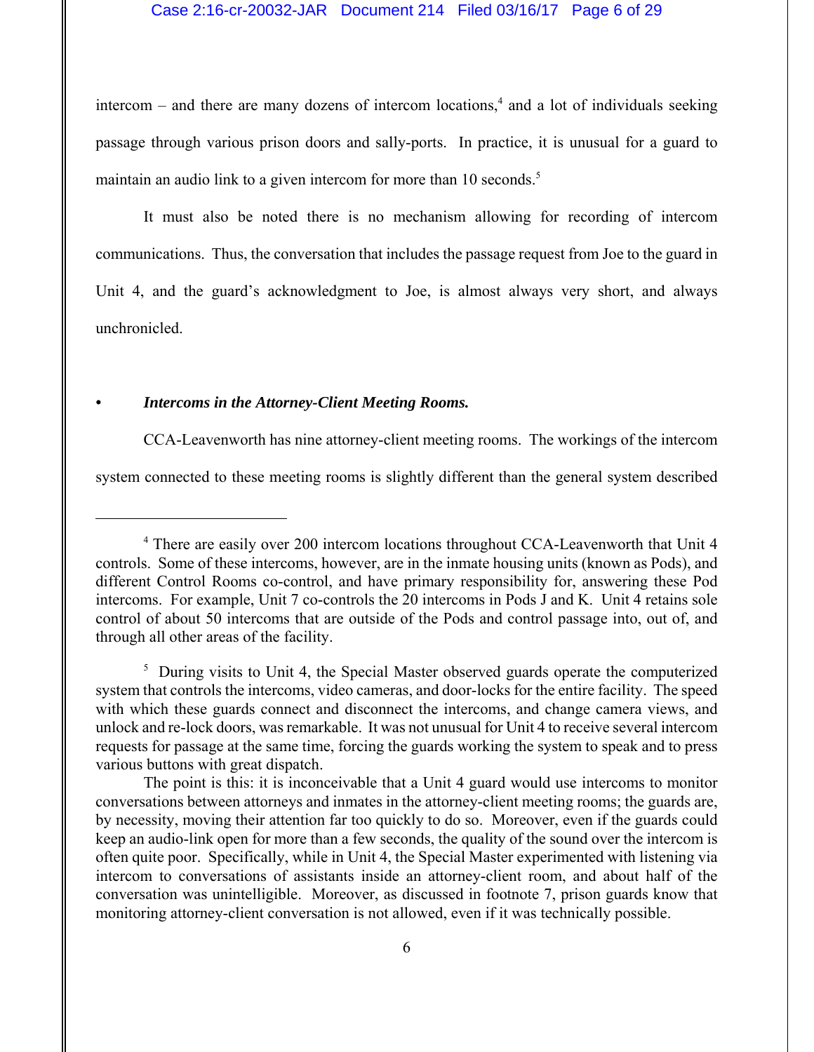intercom – and there are many dozens of intercom locations,[4] and a lot of individuals seeking passage through various prison doors and sally-ports. In practice, it is unusual for a guard to maintain an audio link to a given intercom for more than 10 seconds.[5]

It must also be noted there is no mechanism allowing for recording of intercom communications. Thus, the conversation that includes the passage request from Joe to the guard in Unit 4, and the guard's acknowledgment to Joe, is almost always very short, and always unchronicled.

- ***Intercoms in the Attorney-Client Meeting Rooms.***

CCA-Leavenworth has nine attorney-client meeting rooms. The workings of the intercom system connected to these meeting rooms is slightly different than the general system described

---

[4] There are easily over 200 intercom locations throughout CCA-Leavenworth that Unit 4 controls. Some of these intercoms, however, are in the inmate housing units (known as Pods), and different Control Rooms co-control, and have primary responsibility for, answering these Pod intercoms. For example, Unit 7 co-controls the 20 intercoms in Pods J and K. Unit 4 retains sole control of about 50 intercoms that are outside of the Pods and control passage into, out of, and through all other areas of the facility.

[5] During visits to Unit 4, the Special Master observed guards operate the computerized system that controls the intercoms, video cameras, and door-locks for the entire facility. The speed with which these guards connect and disconnect the intercoms, and change camera views, and unlock and re-lock doors, was remarkable. It was not unusual for Unit 4 to receive several intercom requests for passage at the same time, forcing the guards working the system to speak and to press various buttons with great dispatch.

The point is this: it is inconceivable that a Unit 4 guard would use intercoms to monitor conversations between attorneys and inmates in the attorney-client meeting rooms; the guards are, by necessity, moving their attention far too quickly to do so. Moreover, even if the guards could keep an audio-link open for more than a few seconds, the quality of the sound over the intercom is often quite poor. Specifically, while in Unit 4, the Special Master experimented with listening via intercom to conversations of assistants inside an attorney-client room, and about half of the conversation was unintelligible. Moreover, as discussed in footnote 7, prison guards know that monitoring attorney-client conversation is not allowed, even if it was technically possible.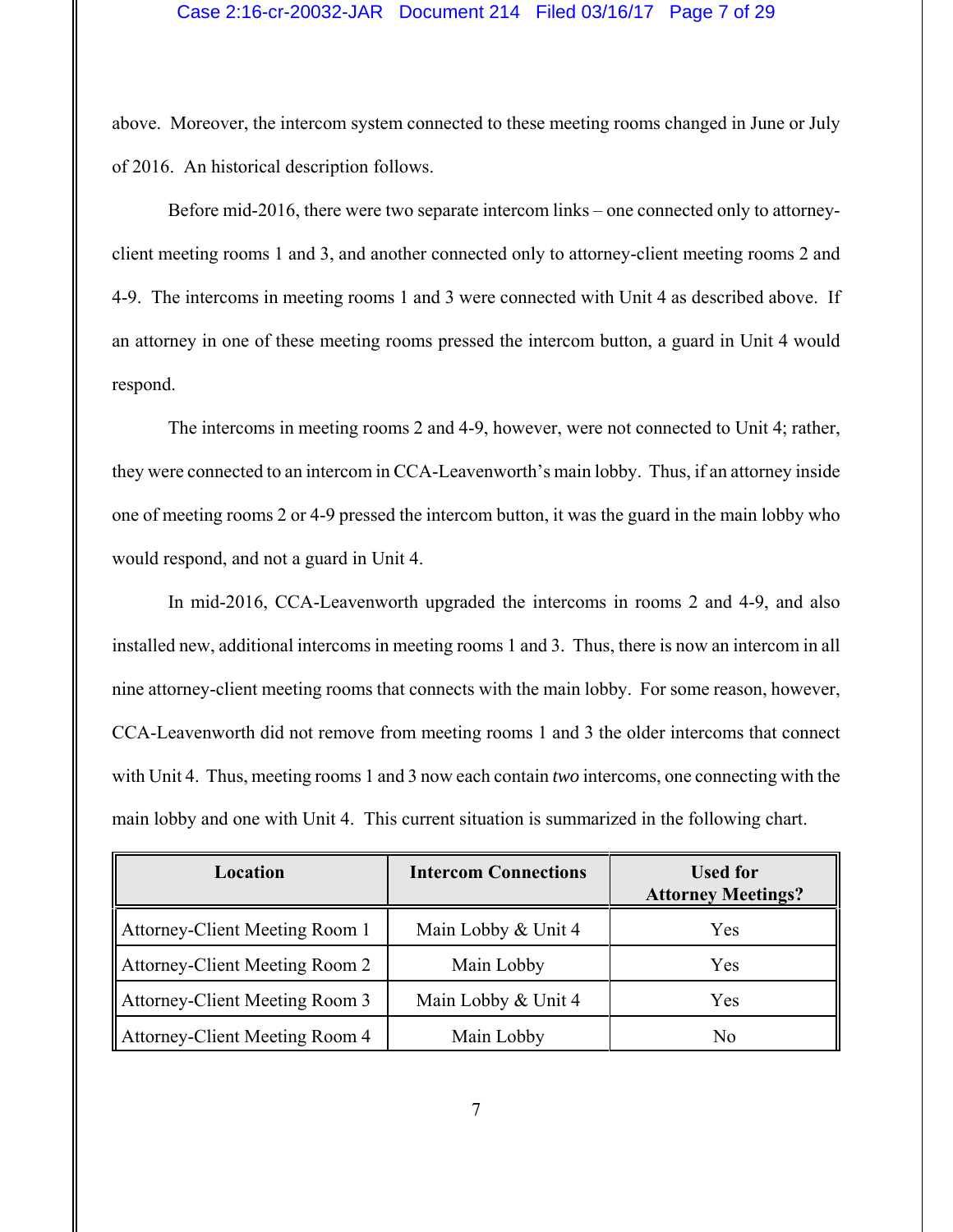above. Moreover, the intercom system connected to these meeting rooms changed in June or July of 2016. An historical description follows.

Before mid-2016, there were two separate intercom links – one connected only to attorney-client meeting rooms 1 and 3, and another connected only to attorney-client meeting rooms 2 and 4-9. The intercoms in meeting rooms 1 and 3 were connected with Unit 4 as described above. If an attorney in one of these meeting rooms pressed the intercom button, a guard in Unit 4 would respond.

The intercoms in meeting rooms 2 and 4-9, however, were not connected to Unit 4; rather, they were connected to an intercom in CCA-Leavenworth's main lobby. Thus, if an attorney inside one of meeting rooms 2 or 4-9 pressed the intercom button, it was the guard in the main lobby who would respond, and not a guard in Unit 4.

In mid-2016, CCA-Leavenworth upgraded the intercoms in rooms 2 and 4-9, and also installed new, additional intercoms in meeting rooms 1 and 3. Thus, there is now an intercom in all nine attorney-client meeting rooms that connects with the main lobby. For some reason, however, CCA-Leavenworth did not remove from meeting rooms 1 and 3 the older intercoms that connect with Unit 4. Thus, meeting rooms 1 and 3 now each contain *two* intercoms, one connecting with the main lobby and one with Unit 4. This current situation is summarized in the following chart.

| Location | Intercom Connections | Used for Attorney Meetings? |
|---|---|---|
| Attorney-Client Meeting Room 1 | Main Lobby & Unit 4 | Yes |
| Attorney-Client Meeting Room 2 | Main Lobby | Yes |
| Attorney-Client Meeting Room 3 | Main Lobby & Unit 4 | Yes |
| Attorney-Client Meeting Room 4 | Main Lobby | No |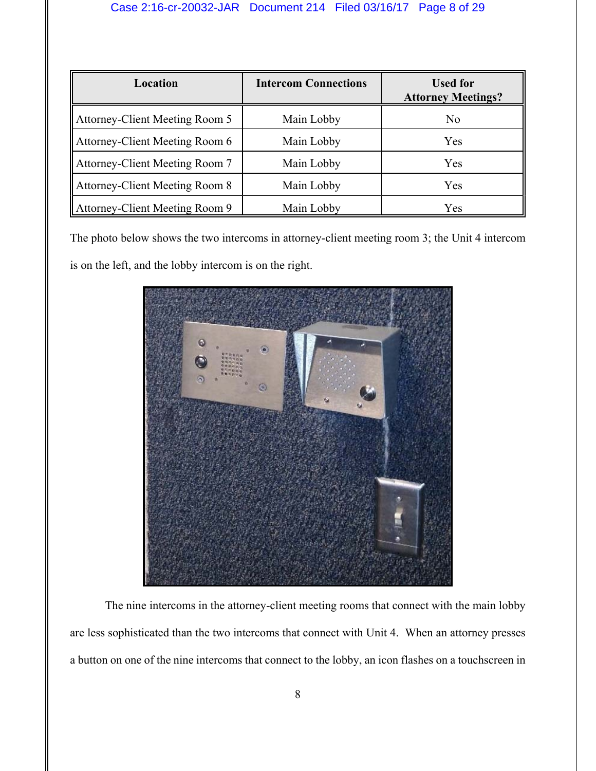| Location | Intercom Connections | Used for Attorney Meetings? |
|---|---|---|
| Attorney-Client Meeting Room 5 | Main Lobby | No |
| Attorney-Client Meeting Room 6 | Main Lobby | Yes |
| Attorney-Client Meeting Room 7 | Main Lobby | Yes |
| Attorney-Client Meeting Room 8 | Main Lobby | Yes |
| Attorney-Client Meeting Room 9 | Main Lobby | Yes |

The photo below shows the two intercoms in attorney-client meeting room 3; the Unit 4 intercom is on the left, and the lobby intercom is on the right.

The nine intercoms in the attorney-client meeting rooms that connect with the main lobby are less sophisticated than the two intercoms that connect with Unit 4. When an attorney presses a button on one of the nine intercoms that connect to the lobby, an icon flashes on a touchscreen in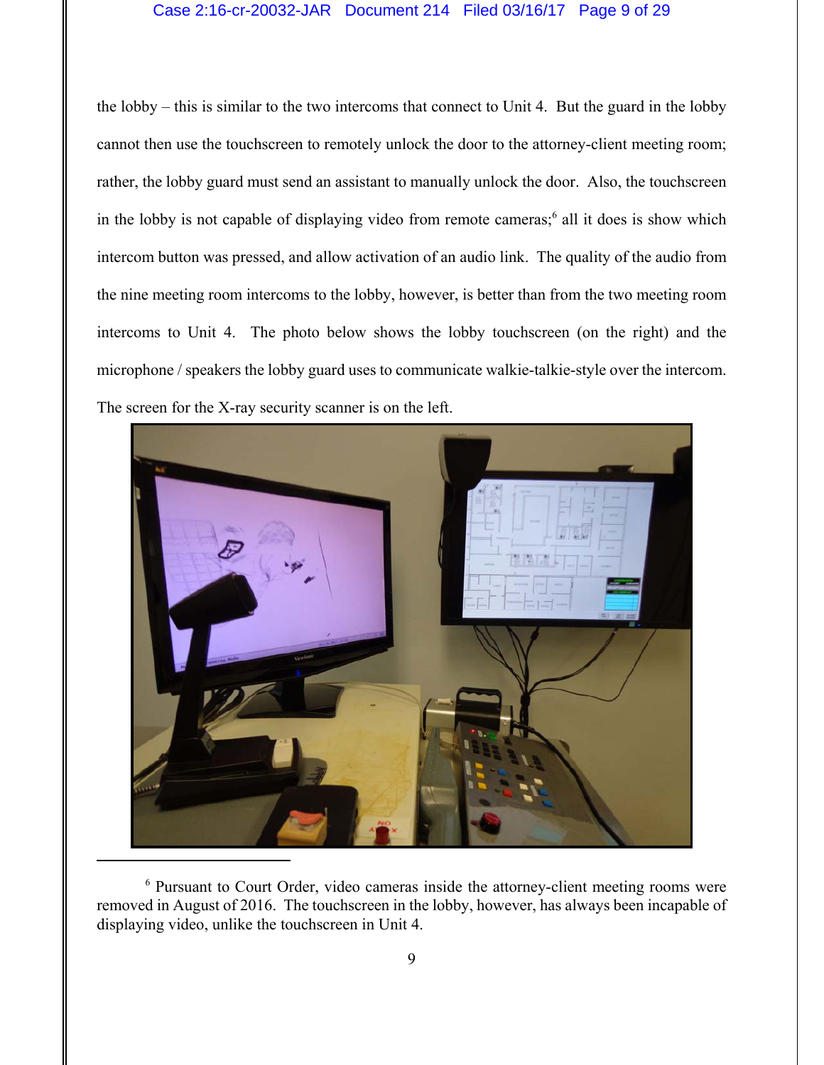the lobby – this is similar to the two intercoms that connect to Unit 4. But the guard in the lobby cannot then use the touchscreen to remotely unlock the door to the attorney-client meeting room; rather, the lobby guard must send an assistant to manually unlock the door. Also, the touchscreen in the lobby is not capable of displaying video from remote cameras;[6] all it does is show which intercom button was pressed, and allow activation of an audio link. The quality of the audio from the nine meeting room intercoms to the lobby, however, is better than from the two meeting room intercoms to Unit 4. The photo below shows the lobby touchscreen (on the right) and the microphone / speakers the lobby guard uses to communicate walkie-talkie-style over the intercom. The screen for the X-ray security scanner is on the left.

[6] Pursuant to Court Order, video cameras inside the attorney-client meeting rooms were removed in August of 2016. The touchscreen in the lobby, however, has always been incapable of displaying video, unlike the touchscreen in Unit 4.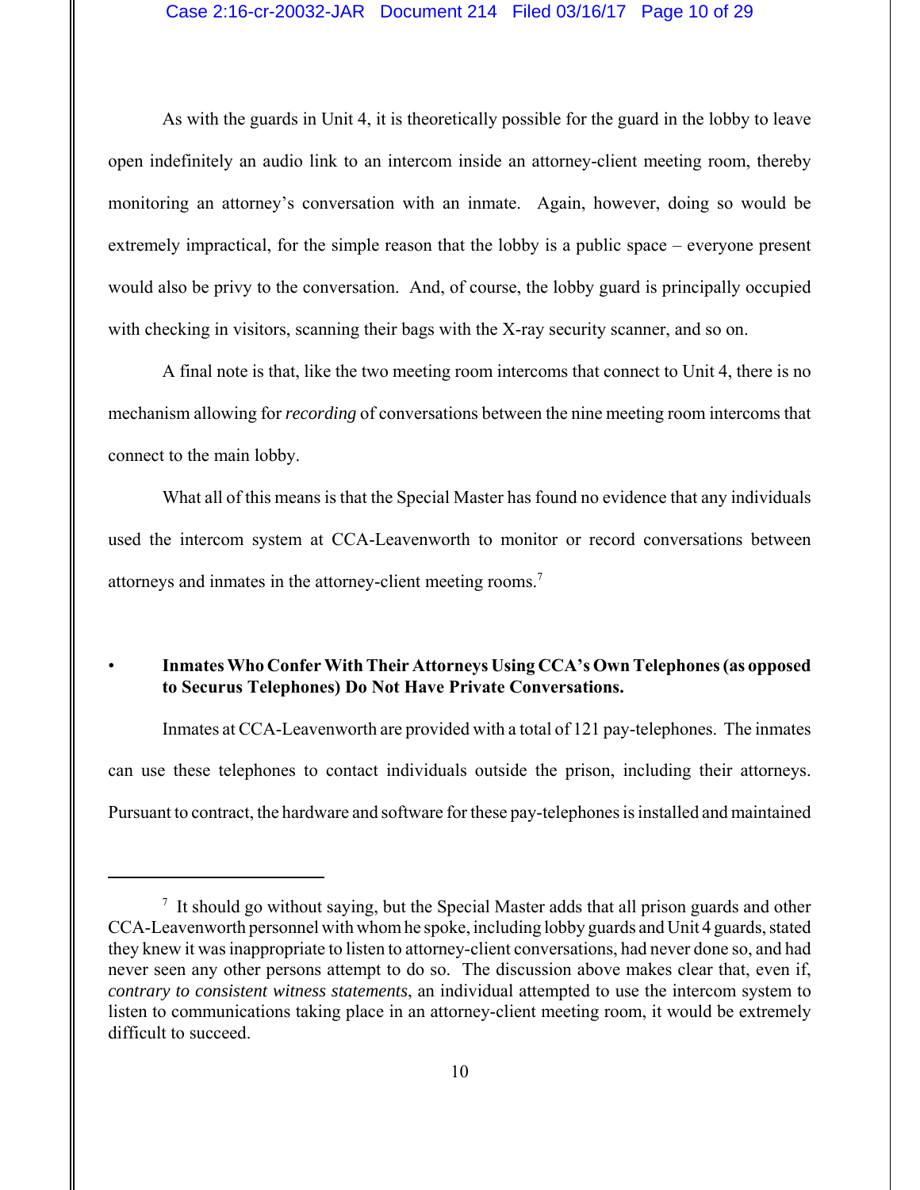As with the guards in Unit 4, it is theoretically possible for the guard in the lobby to leave open indefinitely an audio link to an intercom inside an attorney-client meeting room, thereby monitoring an attorney's conversation with an inmate. Again, however, doing so would be extremely impractical, for the simple reason that the lobby is a public space – everyone present would also be privy to the conversation. And, of course, the lobby guard is principally occupied with checking in visitors, scanning their bags with the X-ray security scanner, and so on.

A final note is that, like the two meeting room intercoms that connect to Unit 4, there is no mechanism allowing for *recording* of conversations between the nine meeting room intercoms that connect to the main lobby.

What all of this means is that the Special Master has found no evidence that any individuals used the intercom system at CCA-Leavenworth to monitor or record conversations between attorneys and inmates in the attorney-client meeting rooms.[7]

- **Inmates Who Confer With Their Attorneys Using CCA's Own Telephones (as opposed to Securus Telephones) Do Not Have Private Conversations.**

Inmates at CCA-Leavenworth are provided with a total of 121 pay-telephones. The inmates can use these telephones to contact individuals outside the prison, including their attorneys. Pursuant to contract, the hardware and software for these pay-telephones is installed and maintained

---

[7] It should go without saying, but the Special Master adds that all prison guards and other CCA-Leavenworth personnel with whom he spoke, including lobby guards and Unit 4 guards, stated they knew it was inappropriate to listen to attorney-client conversations, had never done so, and had never seen any other persons attempt to do so. The discussion above makes clear that, even if, *contrary to consistent witness statements*, an individual attempted to use the intercom system to listen to communications taking place in an attorney-client meeting room, it would be extremely difficult to succeed.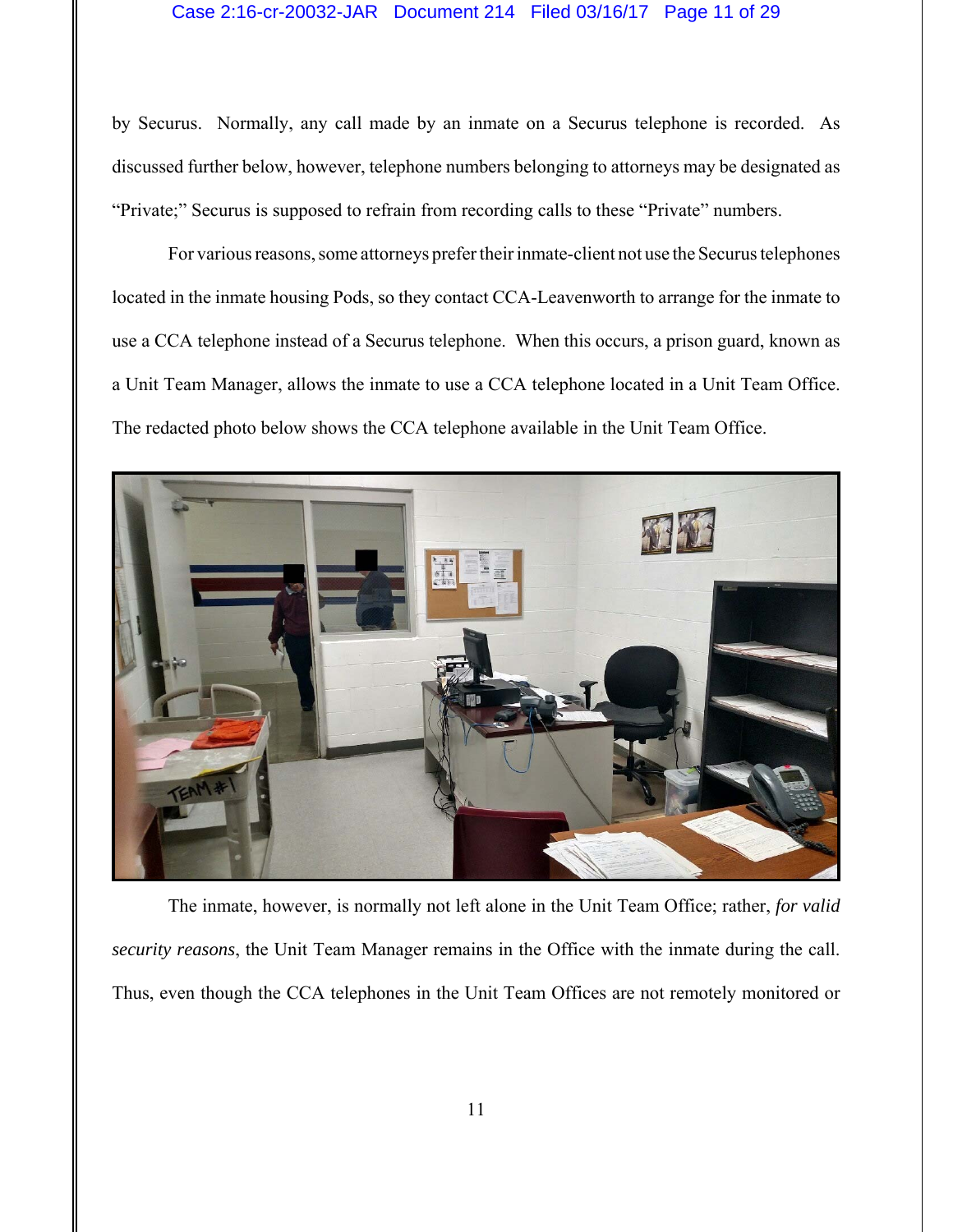by Securus. Normally, any call made by an inmate on a Securus telephone is recorded. As discussed further below, however, telephone numbers belonging to attorneys may be designated as "Private;" Securus is supposed to refrain from recording calls to these "Private" numbers.

For various reasons, some attorneys prefer their inmate-client not use the Securus telephones located in the inmate housing Pods, so they contact CCA-Leavenworth to arrange for the inmate to use a CCA telephone instead of a Securus telephone. When this occurs, a prison guard, known as a Unit Team Manager, allows the inmate to use a CCA telephone located in a Unit Team Office. The redacted photo below shows the CCA telephone available in the Unit Team Office.

The inmate, however, is normally not left alone in the Unit Team Office; rather, *for valid security reasons*, the Unit Team Manager remains in the Office with the inmate during the call. Thus, even though the CCA telephones in the Unit Team Offices are not remotely monitored or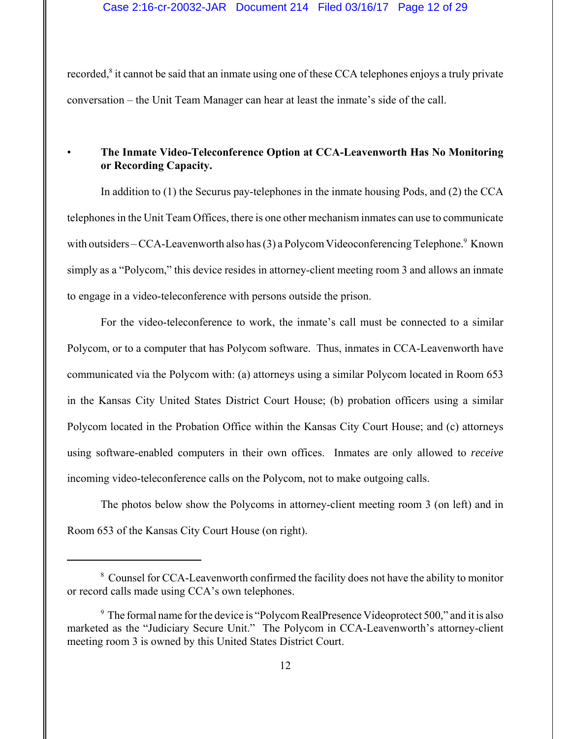recorded,[8] it cannot be said that an inmate using one of these CCA telephones enjoys a truly private conversation – the Unit Team Manager can hear at least the inmate's side of the call.

- **The Inmate Video-Teleconference Option at CCA-Leavenworth Has No Monitoring or Recording Capacity.**

In addition to (1) the Securus pay-telephones in the inmate housing Pods, and (2) the CCA telephones in the Unit Team Offices, there is one other mechanism inmates can use to communicate with outsiders – CCA-Leavenworth also has (3) a Polycom Videoconferencing Telephone.[9] Known simply as a "Polycom," this device resides in attorney-client meeting room 3 and allows an inmate to engage in a video-teleconference with persons outside the prison.

For the video-teleconference to work, the inmate's call must be connected to a similar Polycom, or to a computer that has Polycom software. Thus, inmates in CCA-Leavenworth have communicated via the Polycom with: (a) attorneys using a similar Polycom located in Room 653 in the Kansas City United States District Court House; (b) probation officers using a similar Polycom located in the Probation Office within the Kansas City Court House; and (c) attorneys using software-enabled computers in their own offices. Inmates are only allowed to *receive* incoming video-teleconference calls on the Polycom, not to make outgoing calls.

The photos below show the Polycoms in attorney-client meeting room 3 (on left) and in Room 653 of the Kansas City Court House (on right).

---

[8] Counsel for CCA-Leavenworth confirmed the facility does not have the ability to monitor or record calls made using CCA's own telephones.

[9] The formal name for the device is "Polycom RealPresence Videoprotect 500," and it is also marketed as the "Judiciary Secure Unit." The Polycom in CCA-Leavenworth's attorney-client meeting room 3 is owned by this United States District Court.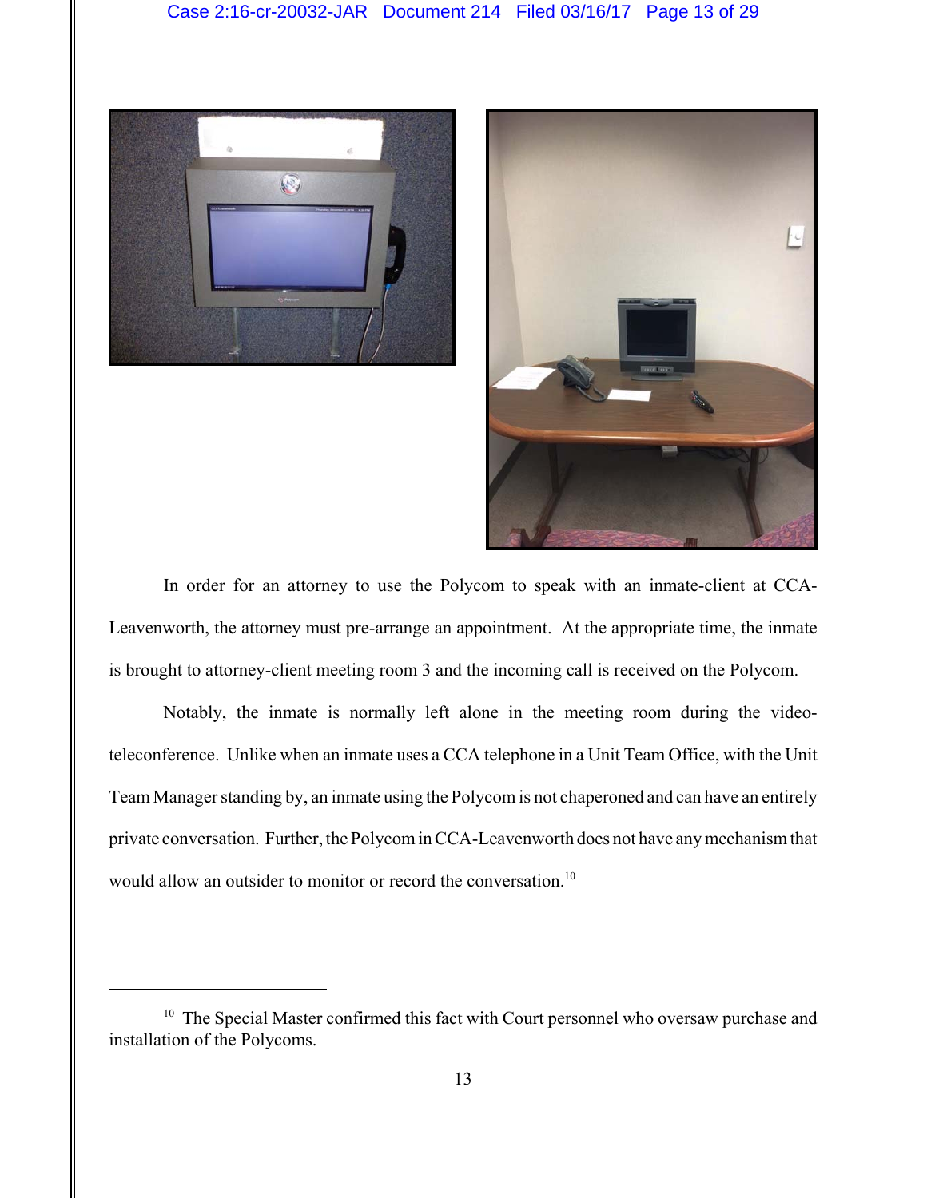In order for an attorney to use the Polycom to speak with an inmate-client at CCA-Leavenworth, the attorney must pre-arrange an appointment. At the appropriate time, the inmate is brought to attorney-client meeting room 3 and the incoming call is received on the Polycom.

Notably, the inmate is normally left alone in the meeting room during the video-teleconference. Unlike when an inmate uses a CCA telephone in a Unit Team Office, with the Unit Team Manager standing by, an inmate using the Polycom is not chaperoned and can have an entirely private conversation. Further, the Polycom in CCA-Leavenworth does not have any mechanism that would allow an outsider to monitor or record the conversation.[10]

---

[10] The Special Master confirmed this fact with Court personnel who oversaw purchase and installation of the Polycoms.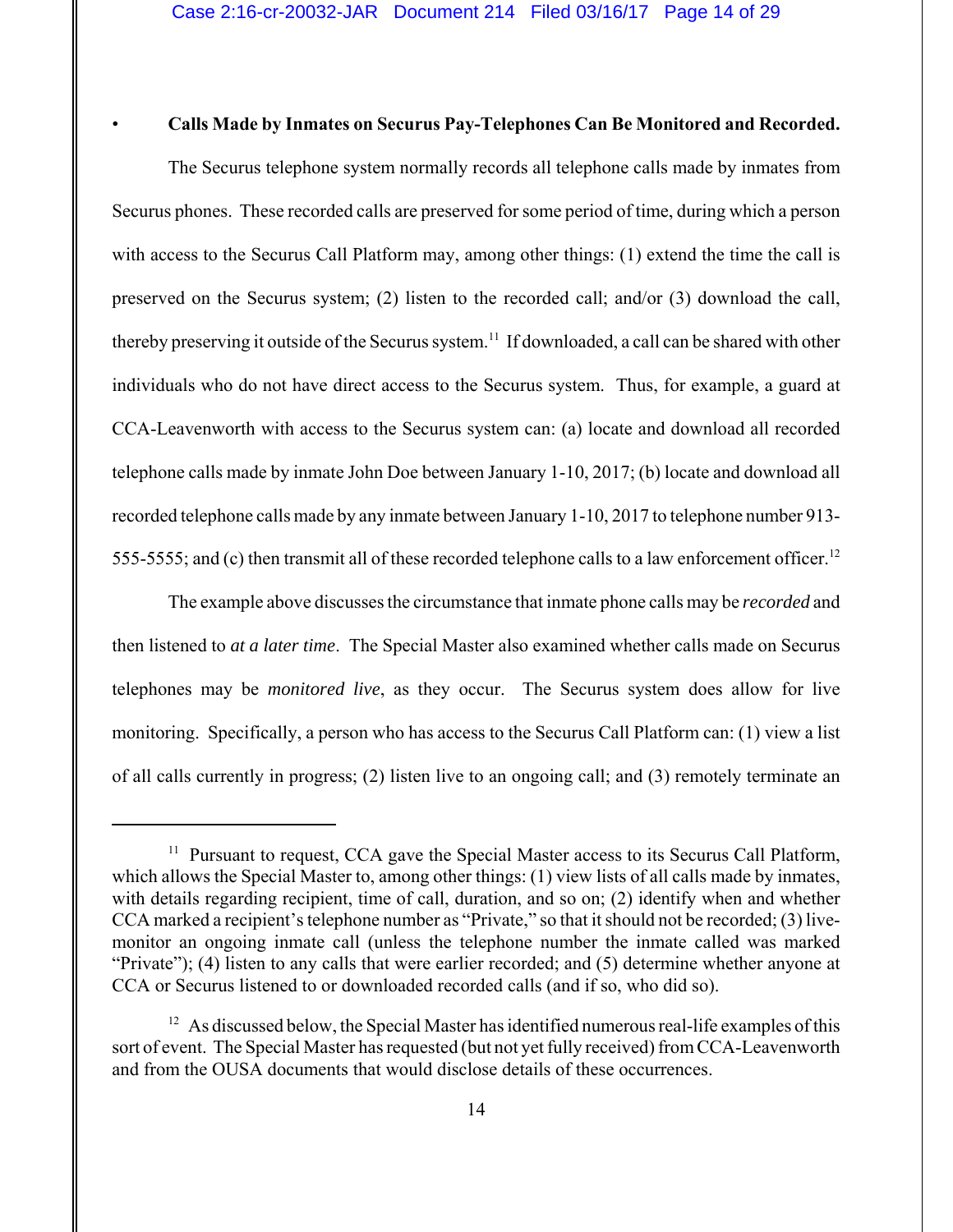- **Calls Made by Inmates on Securus Pay-Telephones Can Be Monitored and Recorded.**

The Securus telephone system normally records all telephone calls made by inmates from Securus phones. These recorded calls are preserved for some period of time, during which a person with access to the Securus Call Platform may, among other things: (1) extend the time the call is preserved on the Securus system; (2) listen to the recorded call; and/or (3) download the call, thereby preserving it outside of the Securus system.[11] If downloaded, a call can be shared with other individuals who do not have direct access to the Securus system. Thus, for example, a guard at CCA-Leavenworth with access to the Securus system can: (a) locate and download all recorded telephone calls made by inmate John Doe between January 1-10, 2017; (b) locate and download all recorded telephone calls made by any inmate between January 1-10, 2017 to telephone number 913-555-5555; and (c) then transmit all of these recorded telephone calls to a law enforcement officer.[12]

The example above discusses the circumstance that inmate phone calls may be *recorded* and then listened to *at a later time*. The Special Master also examined whether calls made on Securus telephones may be *monitored live*, as they occur. The Securus system does allow for live monitoring. Specifically, a person who has access to the Securus Call Platform can: (1) view a list of all calls currently in progress; (2) listen live to an ongoing call; and (3) remotely terminate an

---

[11] Pursuant to request, CCA gave the Special Master access to its Securus Call Platform, which allows the Special Master to, among other things: (1) view lists of all calls made by inmates, with details regarding recipient, time of call, duration, and so on; (2) identify when and whether CCA marked a recipient's telephone number as "Private," so that it should not be recorded; (3) live-monitor an ongoing inmate call (unless the telephone number the inmate called was marked "Private"); (4) listen to any calls that were earlier recorded; and (5) determine whether anyone at CCA or Securus listened to or downloaded recorded calls (and if so, who did so).

[12] As discussed below, the Special Master has identified numerous real-life examples of this sort of event. The Special Master has requested (but not yet fully received) from CCA-Leavenworth and from the OUSA documents that would disclose details of these occurrences.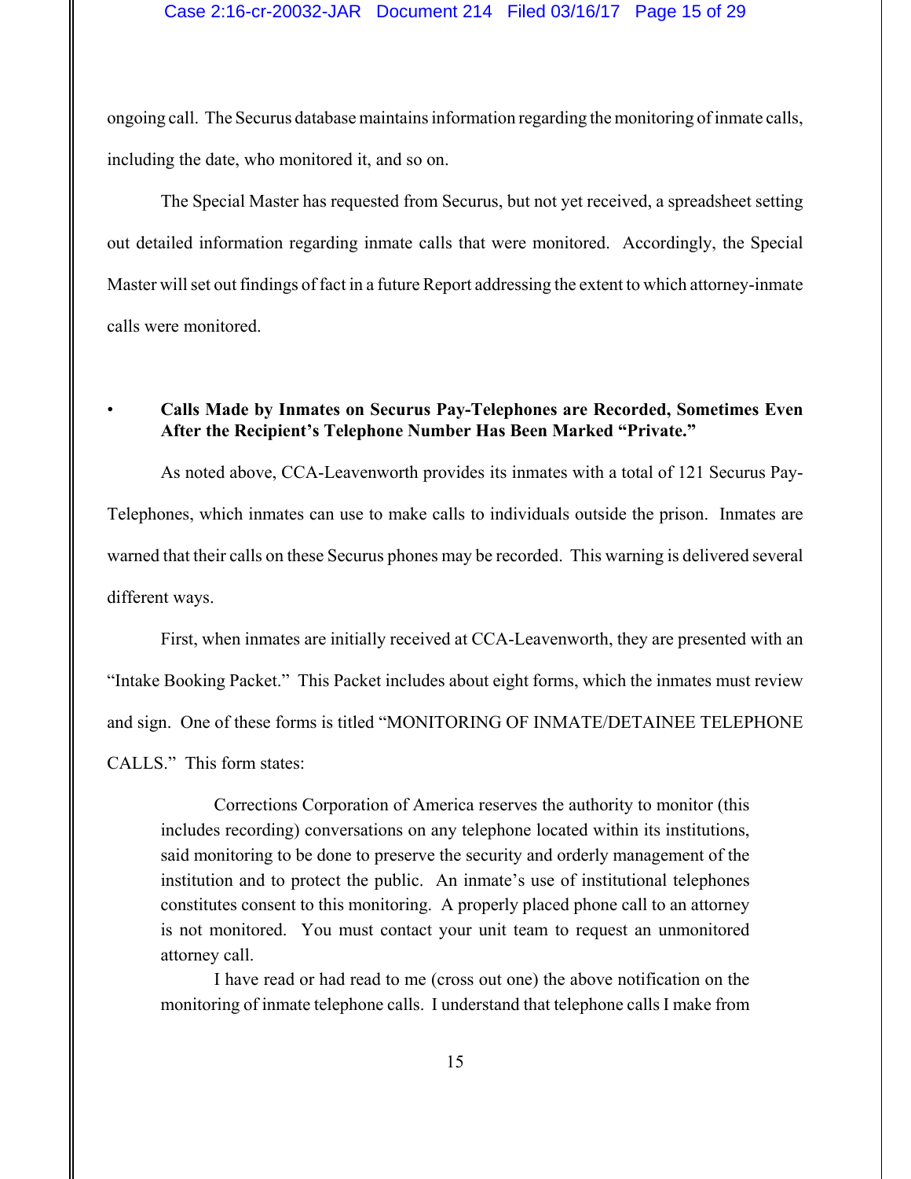ongoing call. The Securus database maintains information regarding the monitoring of inmate calls, including the date, who monitored it, and so on.

The Special Master has requested from Securus, but not yet received, a spreadsheet setting out detailed information regarding inmate calls that were monitored. Accordingly, the Special Master will set out findings of fact in a future Report addressing the extent to which attorney-inmate calls were monitored.

- **Calls Made by Inmates on Securus Pay-Telephones are Recorded, Sometimes Even After the Recipient's Telephone Number Has Been Marked "Private."**

As noted above, CCA-Leavenworth provides its inmates with a total of 121 Securus Pay-Telephones, which inmates can use to make calls to individuals outside the prison. Inmates are warned that their calls on these Securus phones may be recorded. This warning is delivered several different ways.

First, when inmates are initially received at CCA-Leavenworth, they are presented with an "Intake Booking Packet." This Packet includes about eight forms, which the inmates must review and sign. One of these forms is titled "MONITORING OF INMATE/DETAINEE TELEPHONE CALLS." This form states:

> Corrections Corporation of America reserves the authority to monitor (this includes recording) conversations on any telephone located within its institutions, said monitoring to be done to preserve the security and orderly management of the institution and to protect the public. An inmate's use of institutional telephones constitutes consent to this monitoring. A properly placed phone call to an attorney is not monitored. You must contact your unit team to request an unmonitored attorney call.
>
> I have read or had read to me (cross out one) the above notification on the monitoring of inmate telephone calls. I understand that telephone calls I make from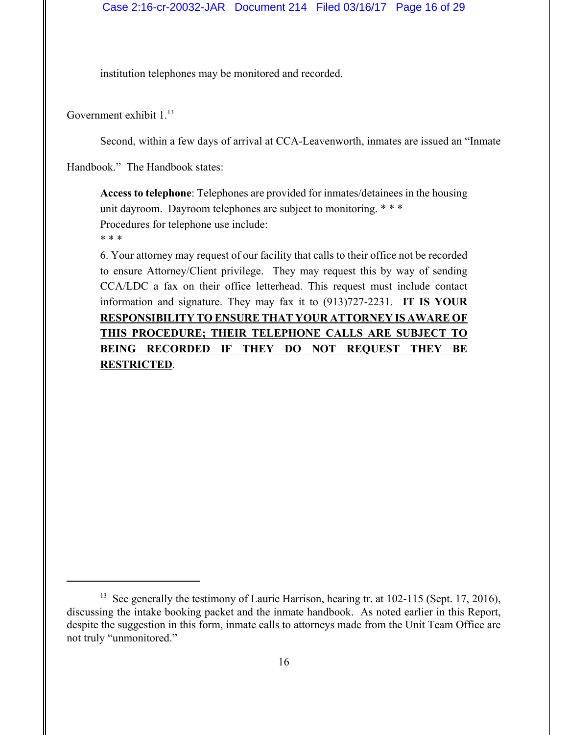institution telephones may be monitored and recorded.

Government exhibit 1.[13]

Second, within a few days of arrival at CCA-Leavenworth, inmates are issued an "Inmate Handbook." The Handbook states:

> **Access to telephone**: Telephones are provided for inmates/detainees in the housing unit dayroom. Dayroom telephones are subject to monitoring. * * *
> Procedures for telephone use include:
> * * *
> 6. Your attorney may request of our facility that calls to their office not be recorded to ensure Attorney/Client privilege. They may request this by way of sending CCA/LDC a fax on their office letterhead. This request must include contact information and signature. They may fax it to (913)727-2231. <u>**IT IS YOUR RESPONSIBILITY TO ENSURE THAT YOUR ATTORNEY IS AWARE OF THIS PROCEDURE; THEIR TELEPHONE CALLS ARE SUBJECT TO BEING RECORDED IF THEY DO NOT REQUEST THEY BE RESTRICTED**</u>.

---

[13] See generally the testimony of Laurie Harrison, hearing tr. at 102-115 (Sept. 17, 2016), discussing the intake booking packet and the inmate handbook. As noted earlier in this Report, despite the suggestion in this form, inmate calls to attorneys made from the Unit Team Office are not truly "unmonitored."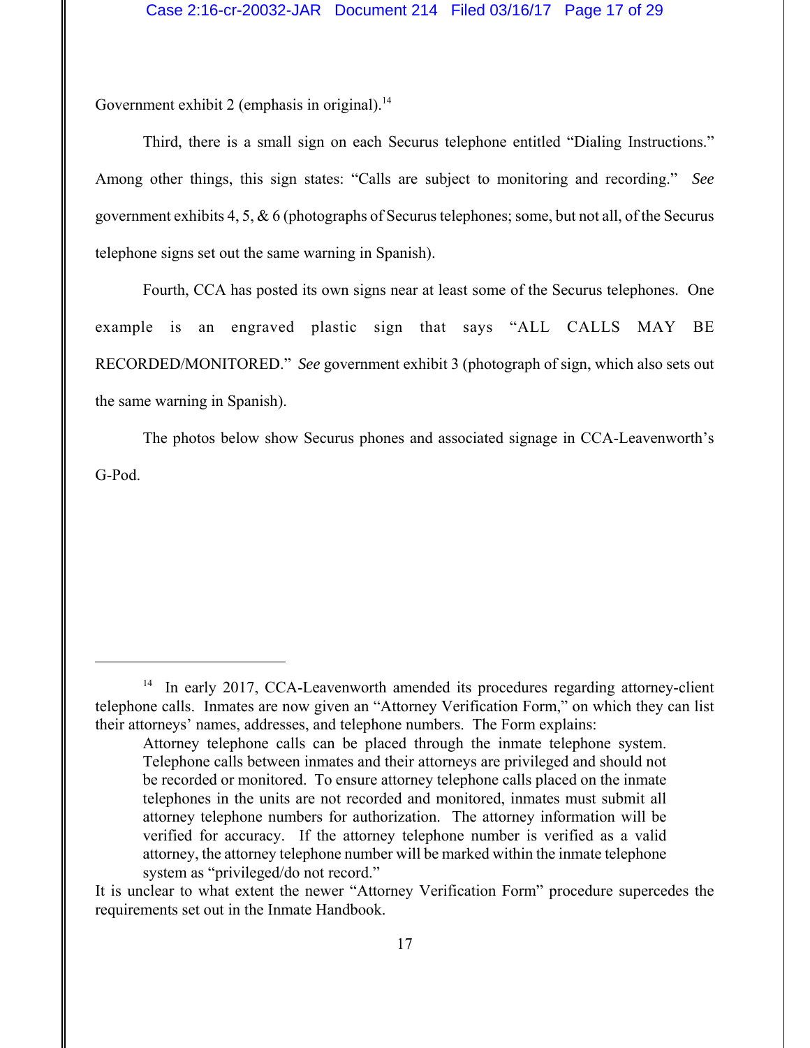Government exhibit 2 (emphasis in original).[14]

Third, there is a small sign on each Securus telephone entitled "Dialing Instructions." Among other things, this sign states: "Calls are subject to monitoring and recording." *See* government exhibits 4, 5, & 6 (photographs of Securus telephones; some, but not all, of the Securus telephone signs set out the same warning in Spanish).

Fourth, CCA has posted its own signs near at least some of the Securus telephones. One example is an engraved plastic sign that says "ALL CALLS MAY BE RECORDED/MONITORED." *See* government exhibit 3 (photograph of sign, which also sets out the same warning in Spanish).

The photos below show Securus phones and associated signage in CCA-Leavenworth's G-Pod.

---

[14] In early 2017, CCA-Leavenworth amended its procedures regarding attorney-client telephone calls. Inmates are now given an "Attorney Verification Form," on which they can list their attorneys' names, addresses, and telephone numbers. The Form explains:

> Attorney telephone calls can be placed through the inmate telephone system. Telephone calls between inmates and their attorneys are privileged and should not be recorded or monitored. To ensure attorney telephone calls placed on the inmate telephones in the units are not recorded and monitored, inmates must submit all attorney telephone numbers for authorization. The attorney information will be verified for accuracy. If the attorney telephone number is verified as a valid attorney, the attorney telephone number will be marked within the inmate telephone system as "privileged/do not record."

It is unclear to what extent the newer "Attorney Verification Form" procedure supercedes the requirements set out in the Inmate Handbook.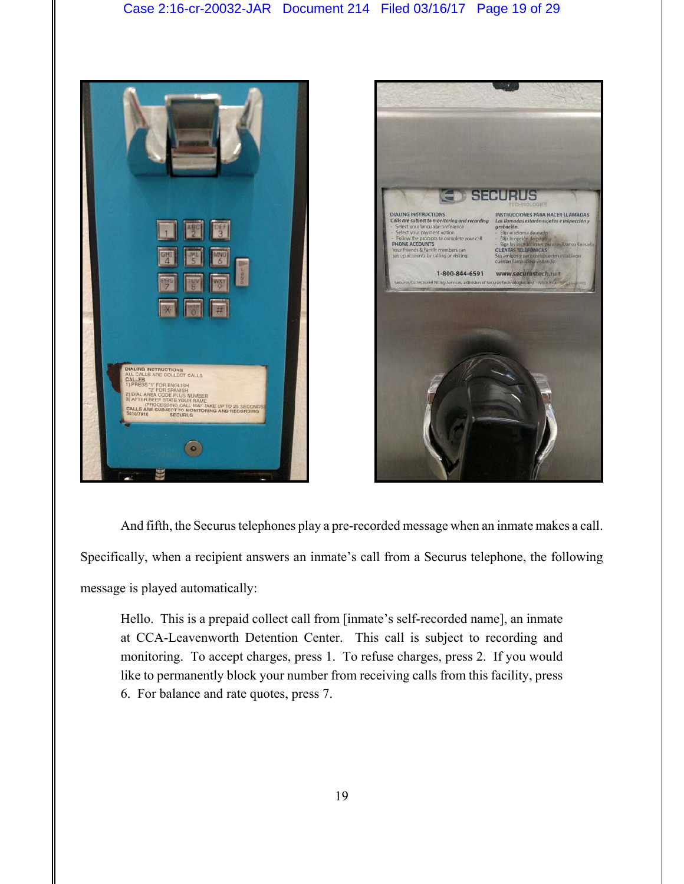And fifth, the Securus telephones play a pre-recorded message when an inmate makes a call. Specifically, when a recipient answers an inmate's call from a Securus telephone, the following message is played automatically:

> Hello. This is a prepaid collect call from [inmate's self-recorded name], an inmate at CCA-Leavenworth Detention Center. This call is subject to recording and monitoring. To accept charges, press 1. To refuse charges, press 2. If you would like to permanently block your number from receiving calls from this facility, press 6. For balance and rate quotes, press 7.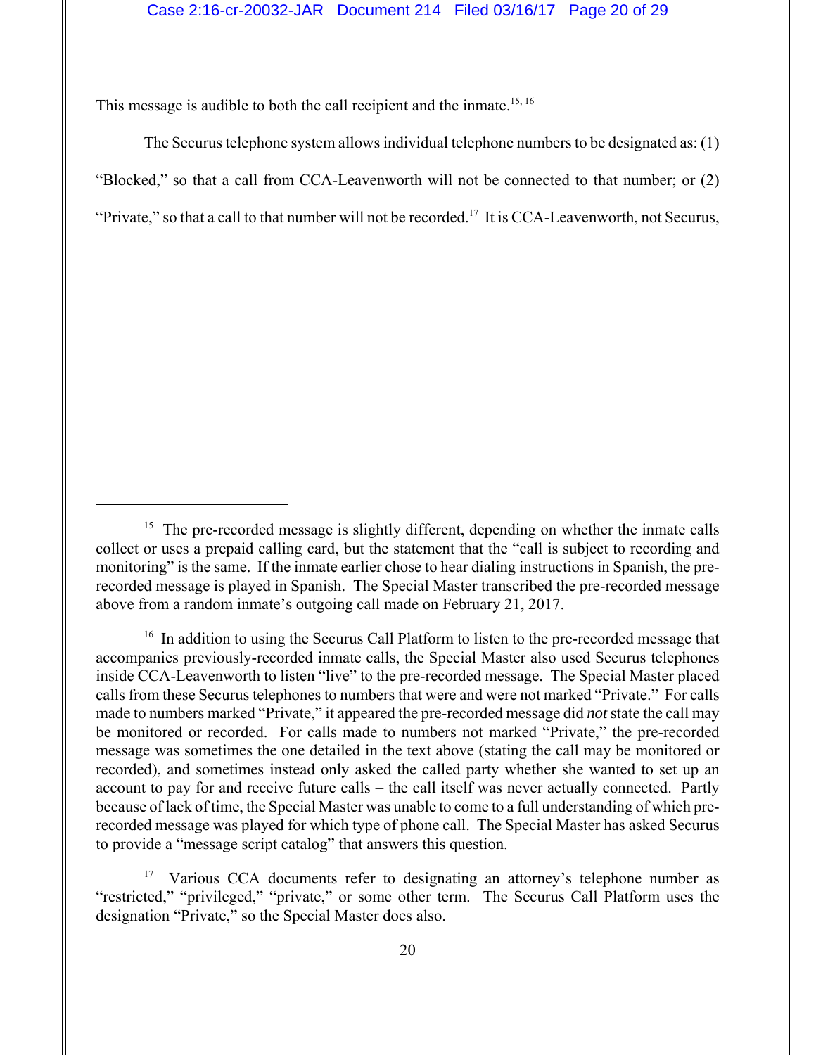This message is audible to both the call recipient and the inmate.[15, 16]

The Securus telephone system allows individual telephone numbers to be designated as: (1) "Blocked," so that a call from CCA-Leavenworth will not be connected to that number; or (2) "Private," so that a call to that number will not be recorded.[17] It is CCA-Leavenworth, not Securus,

---

[15] The pre-recorded message is slightly different, depending on whether the inmate calls collect or uses a prepaid calling card, but the statement that the "call is subject to recording and monitoring" is the same. If the inmate earlier chose to hear dialing instructions in Spanish, the pre-recorded message is played in Spanish. The Special Master transcribed the pre-recorded message above from a random inmate's outgoing call made on February 21, 2017.

[16] In addition to using the Securus Call Platform to listen to the pre-recorded message that accompanies previously-recorded inmate calls, the Special Master also used Securus telephones inside CCA-Leavenworth to listen "live" to the pre-recorded message. The Special Master placed calls from these Securus telephones to numbers that were and were not marked "Private." For calls made to numbers marked "Private," it appeared the pre-recorded message did *not* state the call may be monitored or recorded. For calls made to numbers not marked "Private," the pre-recorded message was sometimes the one detailed in the text above (stating the call may be monitored or recorded), and sometimes instead only asked the called party whether she wanted to set up an account to pay for and receive future calls – the call itself was never actually connected. Partly because of lack of time, the Special Master was unable to come to a full understanding of which pre-recorded message was played for which type of phone call. The Special Master has asked Securus to provide a "message script catalog" that answers this question.

[17] Various CCA documents refer to designating an attorney's telephone number as "restricted," "privileged," "private," or some other term. The Securus Call Platform uses the designation "Private," so the Special Master does also.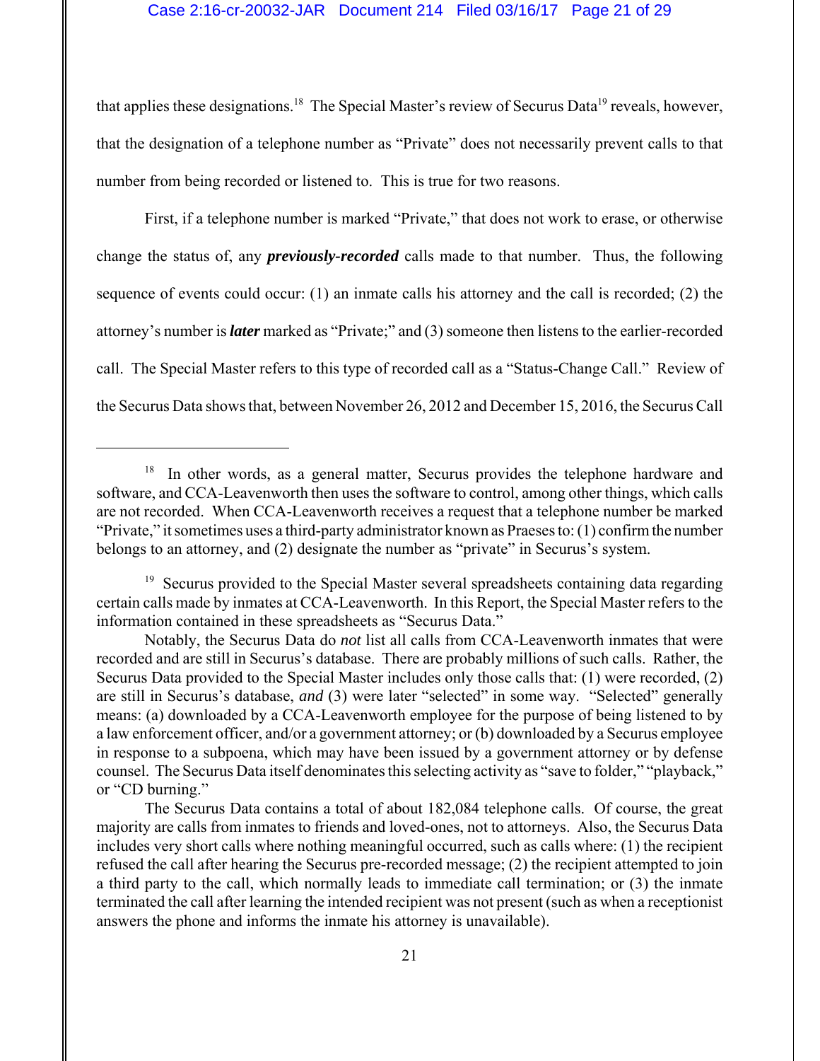that applies these designations.[18] The Special Master's review of Securus Data[19] reveals, however, that the designation of a telephone number as "Private" does not necessarily prevent calls to that number from being recorded or listened to. This is true for two reasons.

First, if a telephone number is marked "Private," that does not work to erase, or otherwise change the status of, any ***previously-recorded*** calls made to that number. Thus, the following sequence of events could occur: (1) an inmate calls his attorney and the call is recorded; (2) the attorney's number is ***later*** marked as "Private;" and (3) someone then listens to the earlier-recorded call. The Special Master refers to this type of recorded call as a "Status-Change Call." Review of the Securus Data shows that, between November 26, 2012 and December 15, 2016, the Securus Call

---

[18] In other words, as a general matter, Securus provides the telephone hardware and software, and CCA-Leavenworth then uses the software to control, among other things, which calls are not recorded. When CCA-Leavenworth receives a request that a telephone number be marked "Private," it sometimes uses a third-party administrator known as Praeses to: (1) confirm the number belongs to an attorney, and (2) designate the number as "private" in Securus's system.

[19] Securus provided to the Special Master several spreadsheets containing data regarding certain calls made by inmates at CCA-Leavenworth. In this Report, the Special Master refers to the information contained in these spreadsheets as "Securus Data."

Notably, the Securus Data do *not* list all calls from CCA-Leavenworth inmates that were recorded and are still in Securus's database. There are probably millions of such calls. Rather, the Securus Data provided to the Special Master includes only those calls that: (1) were recorded, (2) are still in Securus's database, *and* (3) were later "selected" in some way. "Selected" generally means: (a) downloaded by a CCA-Leavenworth employee for the purpose of being listened to by a law enforcement officer, and/or a government attorney; or (b) downloaded by a Securus employee in response to a subpoena, which may have been issued by a government attorney or by defense counsel. The Securus Data itself denominates this selecting activity as "save to folder," "playback," or "CD burning."

The Securus Data contains a total of about 182,084 telephone calls. Of course, the great majority are calls from inmates to friends and loved-ones, not to attorneys. Also, the Securus Data includes very short calls where nothing meaningful occurred, such as calls where: (1) the recipient refused the call after hearing the Securus pre-recorded message; (2) the recipient attempted to join a third party to the call, which normally leads to immediate call termination; or (3) the inmate terminated the call after learning the intended recipient was not present (such as when a receptionist answers the phone and informs the inmate his attorney is unavailable).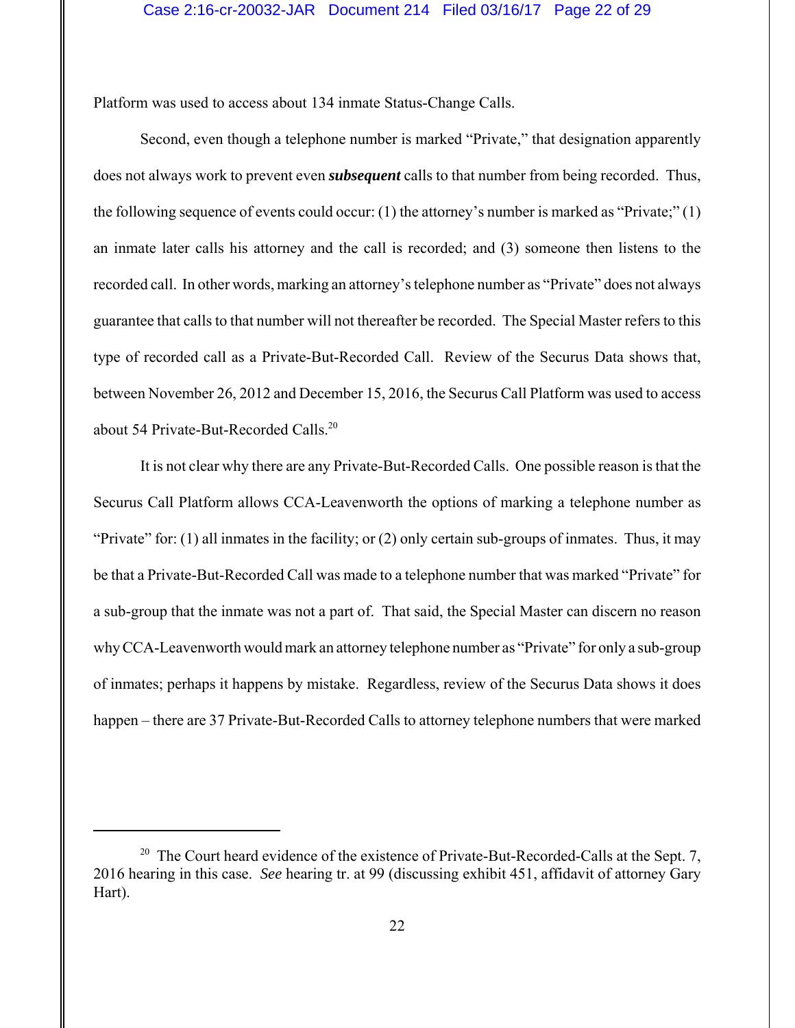Platform was used to access about 134 inmate Status-Change Calls.

Second, even though a telephone number is marked "Private," that designation apparently does not always work to prevent even ***subsequent*** calls to that number from being recorded. Thus, the following sequence of events could occur: (1) the attorney's number is marked as "Private;" (1) an inmate later calls his attorney and the call is recorded; and (3) someone then listens to the recorded call. In other words, marking an attorney's telephone number as "Private" does not always guarantee that calls to that number will not thereafter be recorded. The Special Master refers to this type of recorded call as a Private-But-Recorded Call. Review of the Securus Data shows that, between November 26, 2012 and December 15, 2016, the Securus Call Platform was used to access about 54 Private-But-Recorded Calls.[20]

It is not clear why there are any Private-But-Recorded Calls. One possible reason is that the Securus Call Platform allows CCA-Leavenworth the options of marking a telephone number as "Private" for: (1) all inmates in the facility; or (2) only certain sub-groups of inmates. Thus, it may be that a Private-But-Recorded Call was made to a telephone number that was marked "Private" for a sub-group that the inmate was not a part of. That said, the Special Master can discern no reason why CCA-Leavenworth would mark an attorney telephone number as "Private" for only a sub-group of inmates; perhaps it happens by mistake. Regardless, review of the Securus Data shows it does happen – there are 37 Private-But-Recorded Calls to attorney telephone numbers that were marked

---

[20] The Court heard evidence of the existence of Private-But-Recorded-Calls at the Sept. 7, 2016 hearing in this case. *See* hearing tr. at 99 (discussing exhibit 451, affidavit of attorney Gary Hart).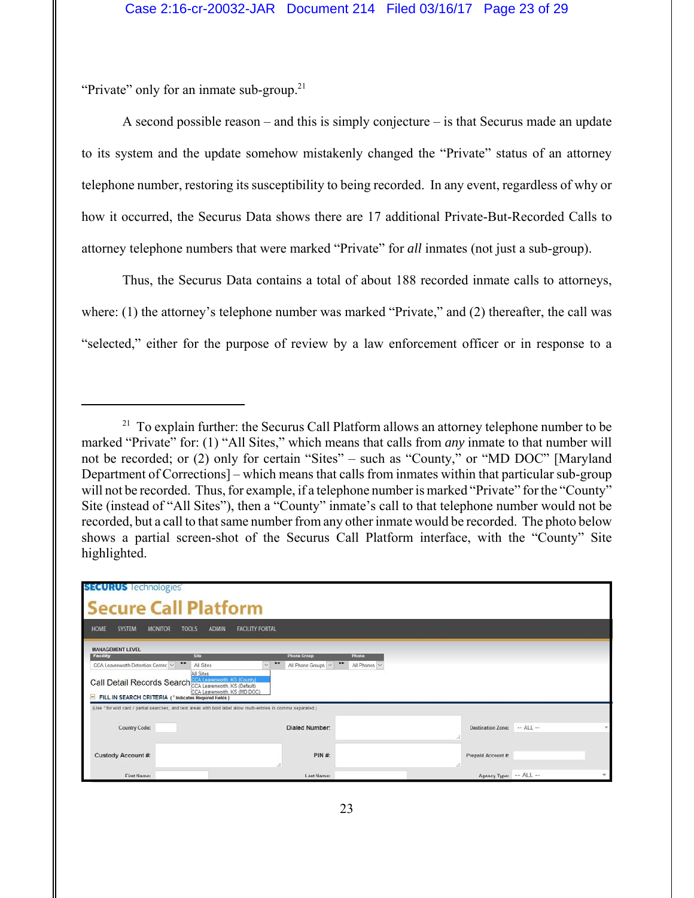"Private" only for an inmate sub-group.[21]

A second possible reason – and this is simply conjecture – is that Securus made an update to its system and the update somehow mistakenly changed the "Private" status of an attorney telephone number, restoring its susceptibility to being recorded. In any event, regardless of why or how it occurred, the Securus Data shows there are 17 additional Private-But-Recorded Calls to attorney telephone numbers that were marked "Private" for *all* inmates (not just a sub-group).

Thus, the Securus Data contains a total of about 188 recorded inmate calls to attorneys, where: (1) the attorney's telephone number was marked "Private," and (2) thereafter, the call was "selected," either for the purpose of review by a law enforcement officer or in response to a

---

[21] To explain further: the Securus Call Platform allows an attorney telephone number to be marked "Private" for: (1) "All Sites," which means that calls from *any* inmate to that number will not be recorded; or (2) only for certain "Sites" – such as "County," or "MD DOC" [Maryland Department of Corrections] – which means that calls from inmates within that particular sub-group will not be recorded. Thus, for example, if a telephone number is marked "Private" for the "County" Site (instead of "All Sites"), then a "County" inmate's call to that telephone number would not be recorded, but a call to that same number from any other inmate would be recorded. The photo below shows a partial screen-shot of the Securus Call Platform interface, with the "County" Site highlighted.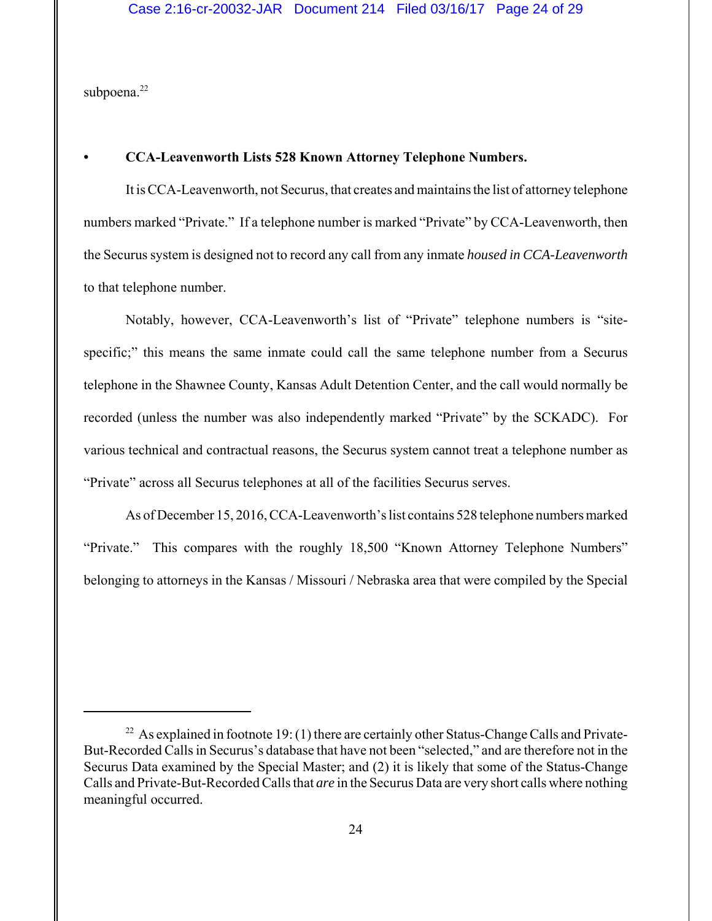subpoena.[22]

- **CCA-Leavenworth Lists 528 Known Attorney Telephone Numbers.**

It is CCA-Leavenworth, not Securus, that creates and maintains the list of attorney telephone numbers marked "Private." If a telephone number is marked "Private" by CCA-Leavenworth, then the Securus system is designed not to record any call from any inmate *housed in CCA-Leavenworth* to that telephone number.

Notably, however, CCA-Leavenworth's list of "Private" telephone numbers is "site-specific;" this means the same inmate could call the same telephone number from a Securus telephone in the Shawnee County, Kansas Adult Detention Center, and the call would normally be recorded (unless the number was also independently marked "Private" by the SCKADC). For various technical and contractual reasons, the Securus system cannot treat a telephone number as "Private" across all Securus telephones at all of the facilities Securus serves.

As of December 15, 2016, CCA-Leavenworth's list contains 528 telephone numbers marked "Private." This compares with the roughly 18,500 "Known Attorney Telephone Numbers" belonging to attorneys in the Kansas / Missouri / Nebraska area that were compiled by the Special

---

[22] As explained in footnote 19: (1) there are certainly other Status-Change Calls and Private-But-Recorded Calls in Securus's database that have not been "selected," and are therefore not in the Securus Data examined by the Special Master; and (2) it is likely that some of the Status-Change Calls and Private-But-Recorded Calls that *are* in the Securus Data are very short calls where nothing meaningful occurred.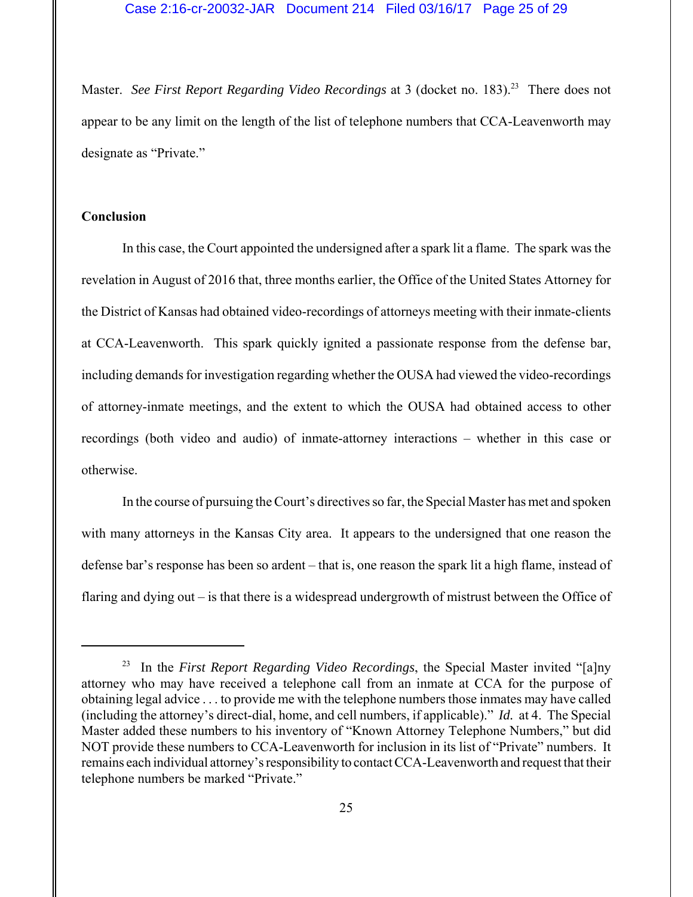Master. *See First Report Regarding Video Recordings* at 3 (docket no. 183).[23] There does not appear to be any limit on the length of the list of telephone numbers that CCA-Leavenworth may designate as "Private."

**Conclusion**

In this case, the Court appointed the undersigned after a spark lit a flame. The spark was the revelation in August of 2016 that, three months earlier, the Office of the United States Attorney for the District of Kansas had obtained video-recordings of attorneys meeting with their inmate-clients at CCA-Leavenworth. This spark quickly ignited a passionate response from the defense bar, including demands for investigation regarding whether the OUSA had viewed the video-recordings of attorney-inmate meetings, and the extent to which the OUSA had obtained access to other recordings (both video and audio) of inmate-attorney interactions – whether in this case or otherwise.

In the course of pursuing the Court's directives so far, the Special Master has met and spoken with many attorneys in the Kansas City area. It appears to the undersigned that one reason the defense bar's response has been so ardent – that is, one reason the spark lit a high flame, instead of flaring and dying out – is that there is a widespread undergrowth of mistrust between the Office of

---

[23] In the *First Report Regarding Video Recordings*, the Special Master invited "[a]ny attorney who may have received a telephone call from an inmate at CCA for the purpose of obtaining legal advice . . . to provide me with the telephone numbers those inmates may have called (including the attorney's direct-dial, home, and cell numbers, if applicable)." *Id.* at 4. The Special Master added these numbers to his inventory of "Known Attorney Telephone Numbers," but did NOT provide these numbers to CCA-Leavenworth for inclusion in its list of "Private" numbers. It remains each individual attorney's responsibility to contact CCA-Leavenworth and request that their telephone numbers be marked "Private."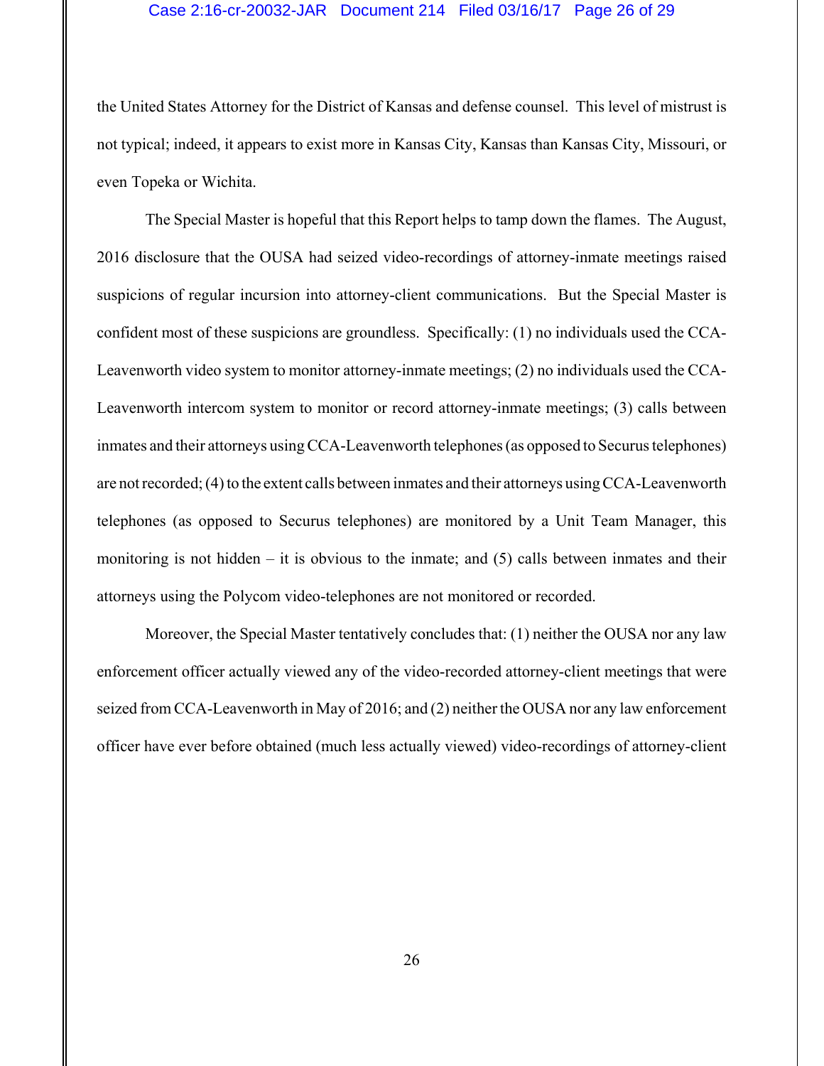the United States Attorney for the District of Kansas and defense counsel. This level of mistrust is not typical; indeed, it appears to exist more in Kansas City, Kansas than Kansas City, Missouri, or even Topeka or Wichita.

The Special Master is hopeful that this Report helps to tamp down the flames. The August, 2016 disclosure that the OUSA had seized video-recordings of attorney-inmate meetings raised suspicions of regular incursion into attorney-client communications. But the Special Master is confident most of these suspicions are groundless. Specifically: (1) no individuals used the CCA-Leavenworth video system to monitor attorney-inmate meetings; (2) no individuals used the CCA-Leavenworth intercom system to monitor or record attorney-inmate meetings; (3) calls between inmates and their attorneys using CCA-Leavenworth telephones (as opposed to Securus telephones) are not recorded; (4) to the extent calls between inmates and their attorneys using CCA-Leavenworth telephones (as opposed to Securus telephones) are monitored by a Unit Team Manager, this monitoring is not hidden – it is obvious to the inmate; and (5) calls between inmates and their attorneys using the Polycom video-telephones are not monitored or recorded.

Moreover, the Special Master tentatively concludes that: (1) neither the OUSA nor any law enforcement officer actually viewed any of the video-recorded attorney-client meetings that were seized from CCA-Leavenworth in May of 2016; and (2) neither the OUSA nor any law enforcement officer have ever before obtained (much less actually viewed) video-recordings of attorney-client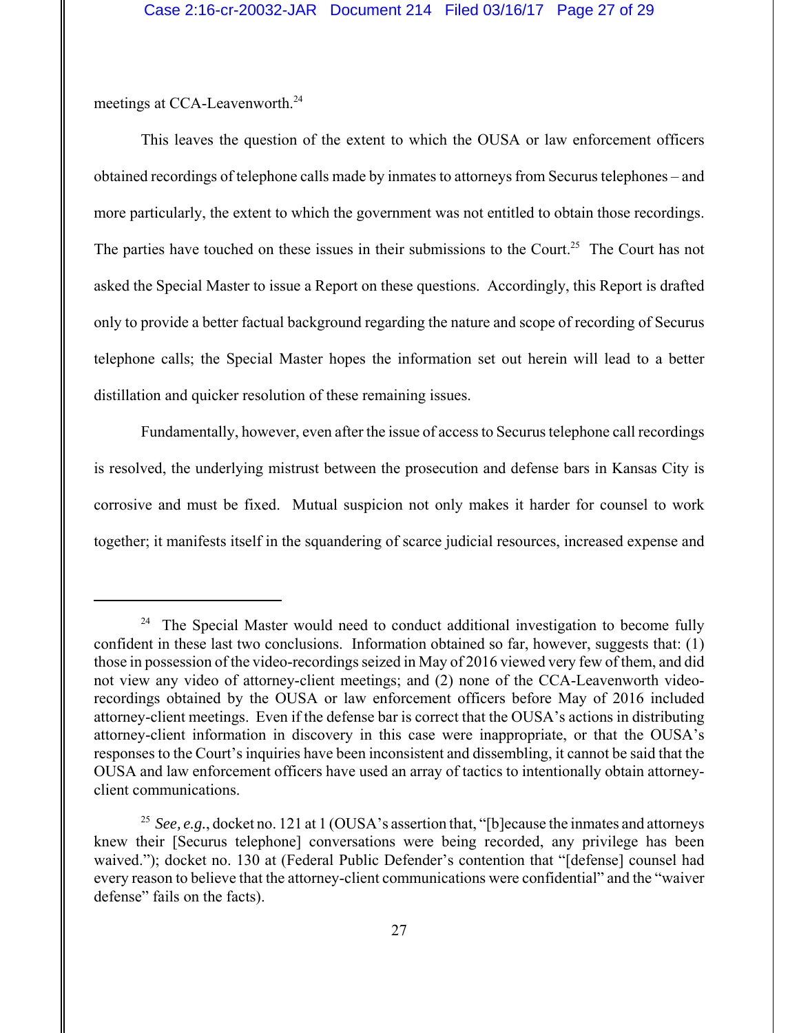meetings at CCA-Leavenworth.[24]

This leaves the question of the extent to which the OUSA or law enforcement officers obtained recordings of telephone calls made by inmates to attorneys from Securus telephones – and more particularly, the extent to which the government was not entitled to obtain those recordings. The parties have touched on these issues in their submissions to the Court.[25] The Court has not asked the Special Master to issue a Report on these questions. Accordingly, this Report is drafted only to provide a better factual background regarding the nature and scope of recording of Securus telephone calls; the Special Master hopes the information set out herein will lead to a better distillation and quicker resolution of these remaining issues.

Fundamentally, however, even after the issue of access to Securus telephone call recordings is resolved, the underlying mistrust between the prosecution and defense bars in Kansas City is corrosive and must be fixed. Mutual suspicion not only makes it harder for counsel to work together; it manifests itself in the squandering of scarce judicial resources, increased expense and

---

[24] The Special Master would need to conduct additional investigation to become fully confident in these last two conclusions. Information obtained so far, however, suggests that: (1) those in possession of the video-recordings seized in May of 2016 viewed very few of them, and did not view any video of attorney-client meetings; and (2) none of the CCA-Leavenworth video-recordings obtained by the OUSA or law enforcement officers before May of 2016 included attorney-client meetings. Even if the defense bar is correct that the OUSA's actions in distributing attorney-client information in discovery in this case were inappropriate, or that the OUSA's responses to the Court's inquiries have been inconsistent and dissembling, it cannot be said that the OUSA and law enforcement officers have used an array of tactics to intentionally obtain attorney-client communications.

[25] *See, e.g.*, docket no. 121 at 1 (OUSA's assertion that, "[b]ecause the inmates and attorneys knew their [Securus telephone] conversations were being recorded, any privilege has been waived."); docket no. 130 at (Federal Public Defender's contention that "[defense] counsel had every reason to believe that the attorney-client communications were confidential" and the "waiver defense" fails on the facts).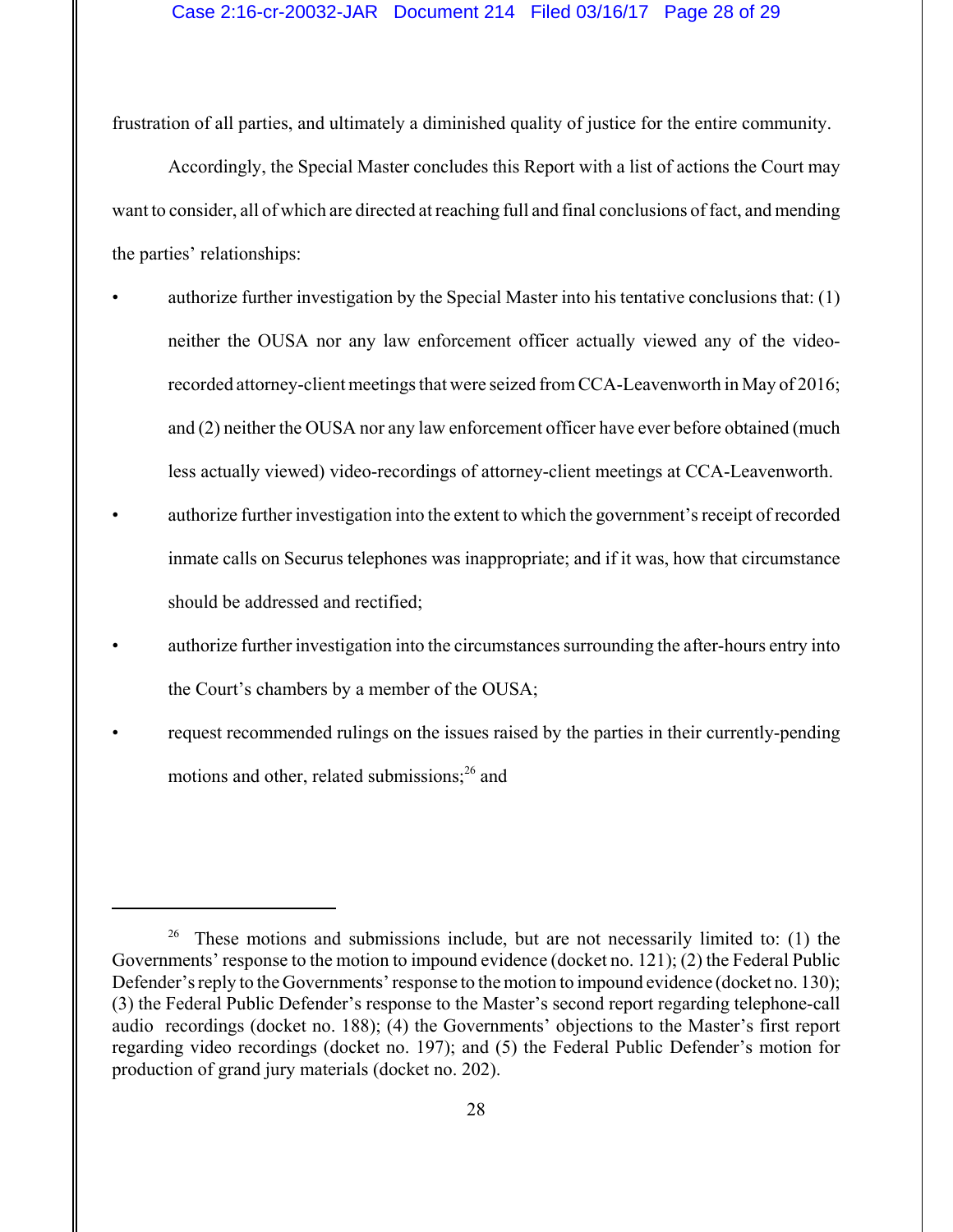frustration of all parties, and ultimately a diminished quality of justice for the entire community.

Accordingly, the Special Master concludes this Report with a list of actions the Court may want to consider, all of which are directed at reaching full and final conclusions of fact, and mending the parties' relationships:

- authorize further investigation by the Special Master into his tentative conclusions that: (1) neither the OUSA nor any law enforcement officer actually viewed any of the video-recorded attorney-client meetings that were seized from CCA-Leavenworth in May of 2016; and (2) neither the OUSA nor any law enforcement officer have ever before obtained (much less actually viewed) video-recordings of attorney-client meetings at CCA-Leavenworth.
- authorize further investigation into the extent to which the government's receipt of recorded inmate calls on Securus telephones was inappropriate; and if it was, how that circumstance should be addressed and rectified;
- authorize further investigation into the circumstances surrounding the after-hours entry into the Court's chambers by a member of the OUSA;
- request recommended rulings on the issues raised by the parties in their currently-pending motions and other, related submissions;[26] and

---

[26] These motions and submissions include, but are not necessarily limited to: (1) the Governments' response to the motion to impound evidence (docket no. 121); (2) the Federal Public Defender's reply to the Governments' response to the motion to impound evidence (docket no. 130); (3) the Federal Public Defender's response to the Master's second report regarding telephone-call audio recordings (docket no. 188); (4) the Governments' objections to the Master's first report regarding video recordings (docket no. 197); and (5) the Federal Public Defender's motion for production of grand jury materials (docket no. 202).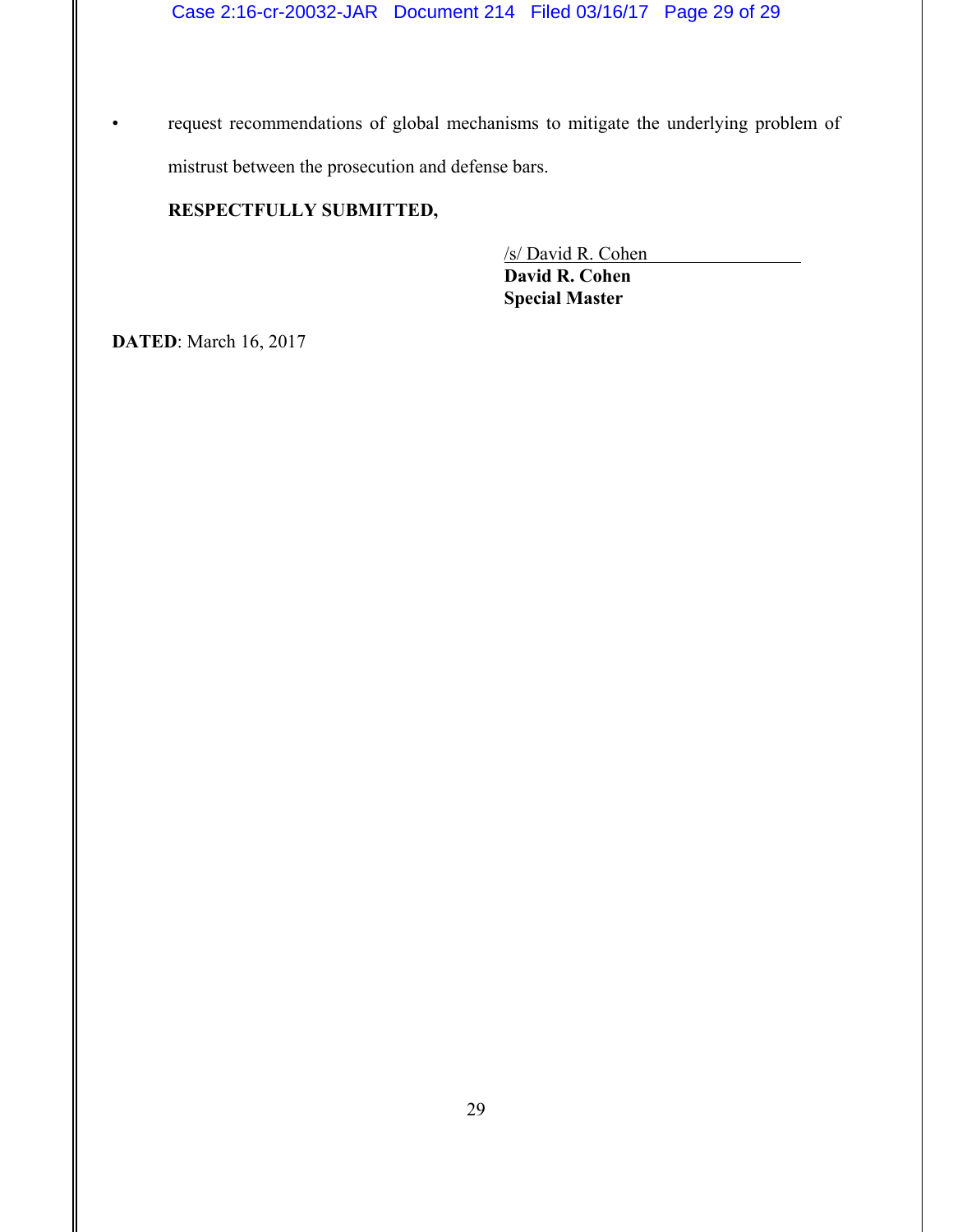- request recommendations of global mechanisms to mitigate the underlying problem of mistrust between the prosecution and defense bars.

**RESPECTFULLY SUBMITTED,**

/s/ David R. Cohen
**David R. Cohen**
**Special Master**

**DATED**: March 16, 2017